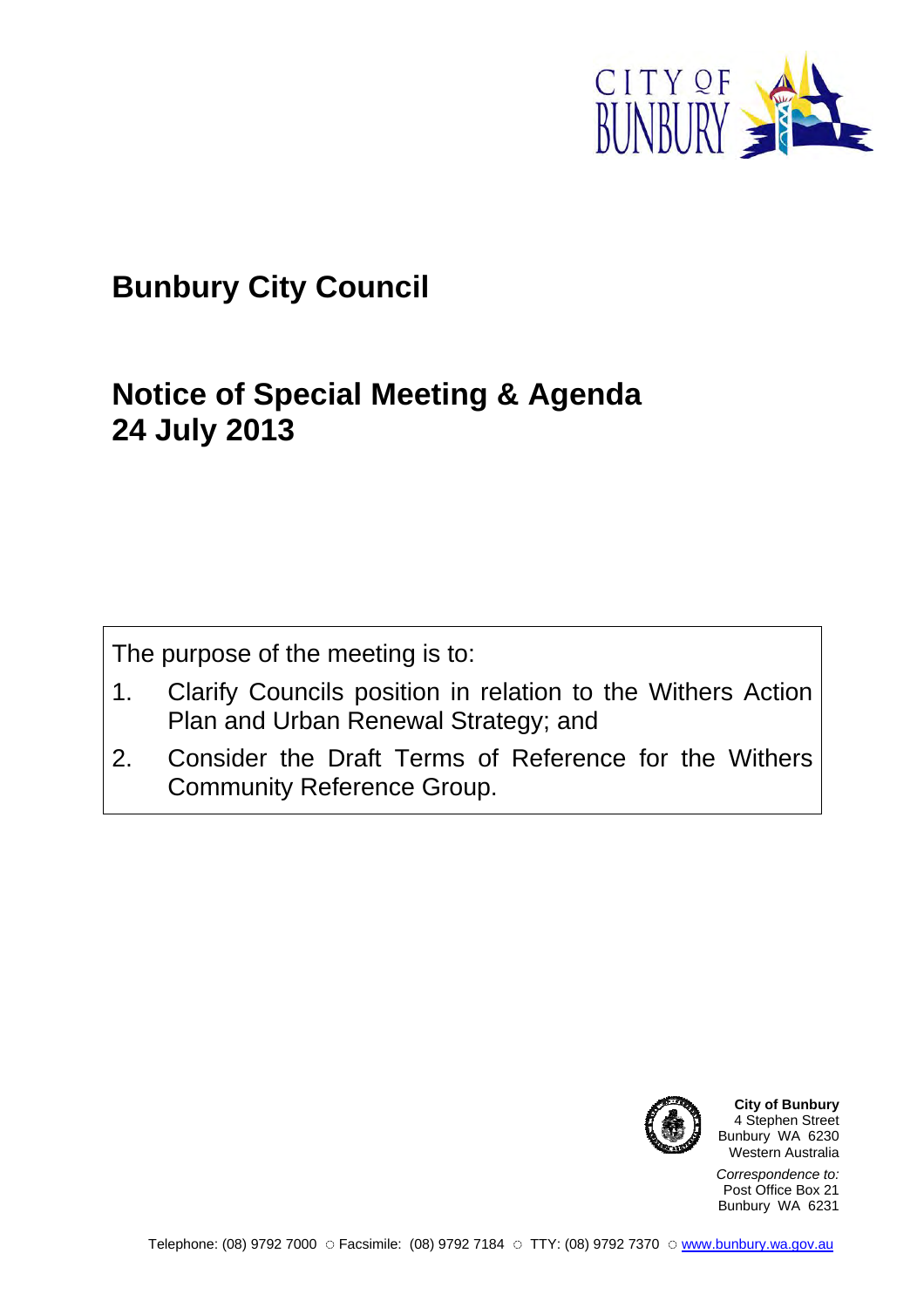# Bunbury City Council

## Notice of Special Meeting & Agenda 24 July 2013

The purpose of the meeting is to:

1. Clarify Councils position in relation to the Withers Action Plan and Urban Renewal Strategy; and
2. Consider the Draft Terms of Reference for the Withers Community Reference Group.

**City of Bunbury**
4 Stephen Street
Bunbury WA 6230
Western Australia

*Correspondence to:*
Post Office Box 21
Bunbury WA 6231

Telephone: (08) 9792 7000 ○ Facsimile: (08) 9792 7184 ○ TTY: (08) 9792 7370 ○ www.bunbury.wa.gov.au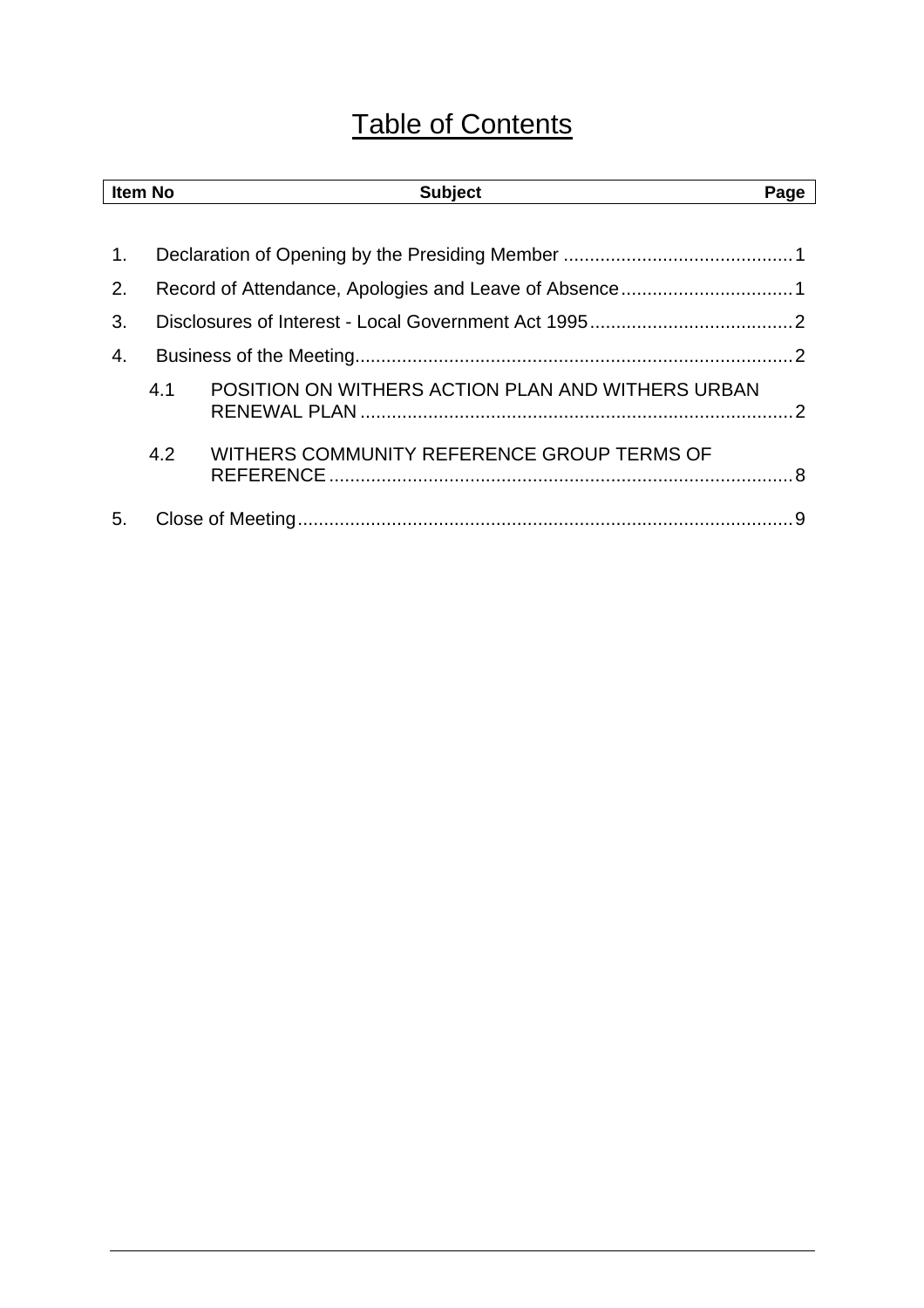# Table of Contents

| Item No | Subject | Page |
|---|---|---|
| 1. | Declaration of Opening by the Presiding Member | 1 |
| 2. | Record of Attendance, Apologies and Leave of Absence | 1 |
| 3. | Disclosures of Interest - Local Government Act 1995 | 2 |
| 4. | Business of the Meeting | 2 |
| 4.1 | POSITION ON WITHERS ACTION PLAN AND WITHERS URBAN RENEWAL PLAN | 2 |
| 4.2 | WITHERS COMMUNITY REFERENCE GROUP TERMS OF REFERENCE | 8 |
| 5. | Close of Meeting | 9 |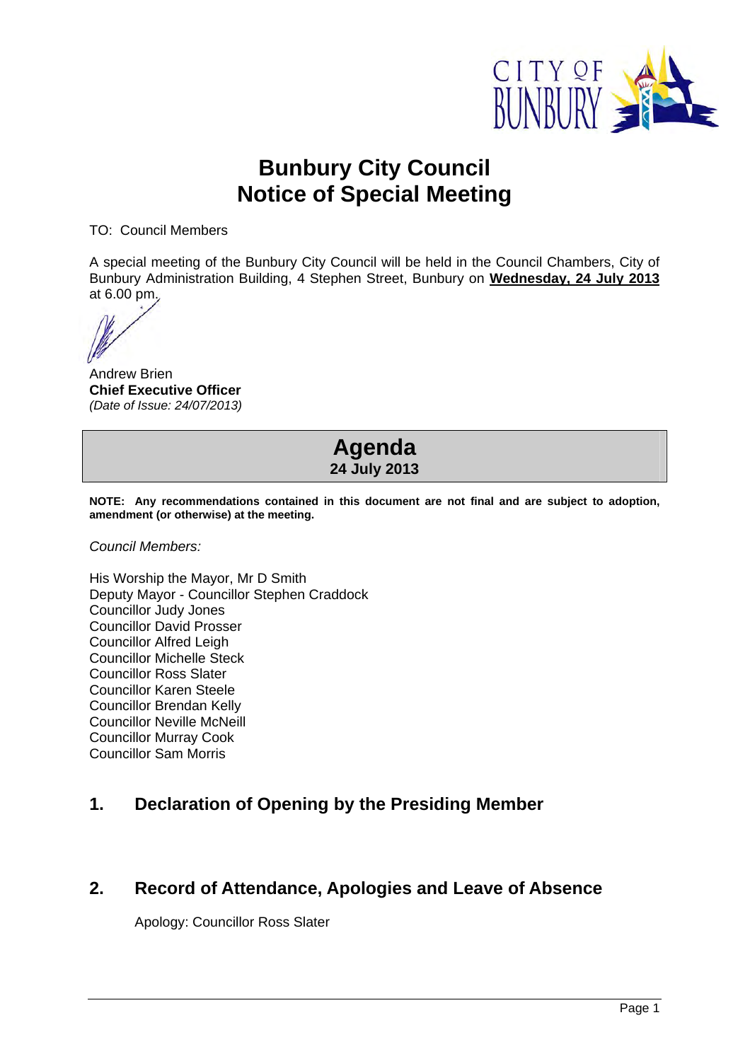# Bunbury City Council
# Notice of Special Meeting

TO: Council Members

A special meeting of the Bunbury City Council will be held in the Council Chambers, City of Bunbury Administration Building, 4 Stephen Street, Bunbury on **Wednesday, 24 July 2013** at 6.00 pm.

Andrew Brien
**Chief Executive Officer**
*(Date of Issue: 24/07/2013)*

## Agenda
**24 July 2013**

**NOTE: Any recommendations contained in this document are not final and are subject to adoption, amendment (or otherwise) at the meeting.**

*Council Members:*

His Worship the Mayor, Mr D Smith
Deputy Mayor - Councillor Stephen Craddock
Councillor Judy Jones
Councillor David Prosser
Councillor Alfred Leigh
Councillor Michelle Steck
Councillor Ross Slater
Councillor Karen Steele
Councillor Brendan Kelly
Councillor Neville McNeill
Councillor Murray Cook
Councillor Sam Morris

## 1. Declaration of Opening by the Presiding Member

## 2. Record of Attendance, Apologies and Leave of Absence

Apology: Councillor Ross Slater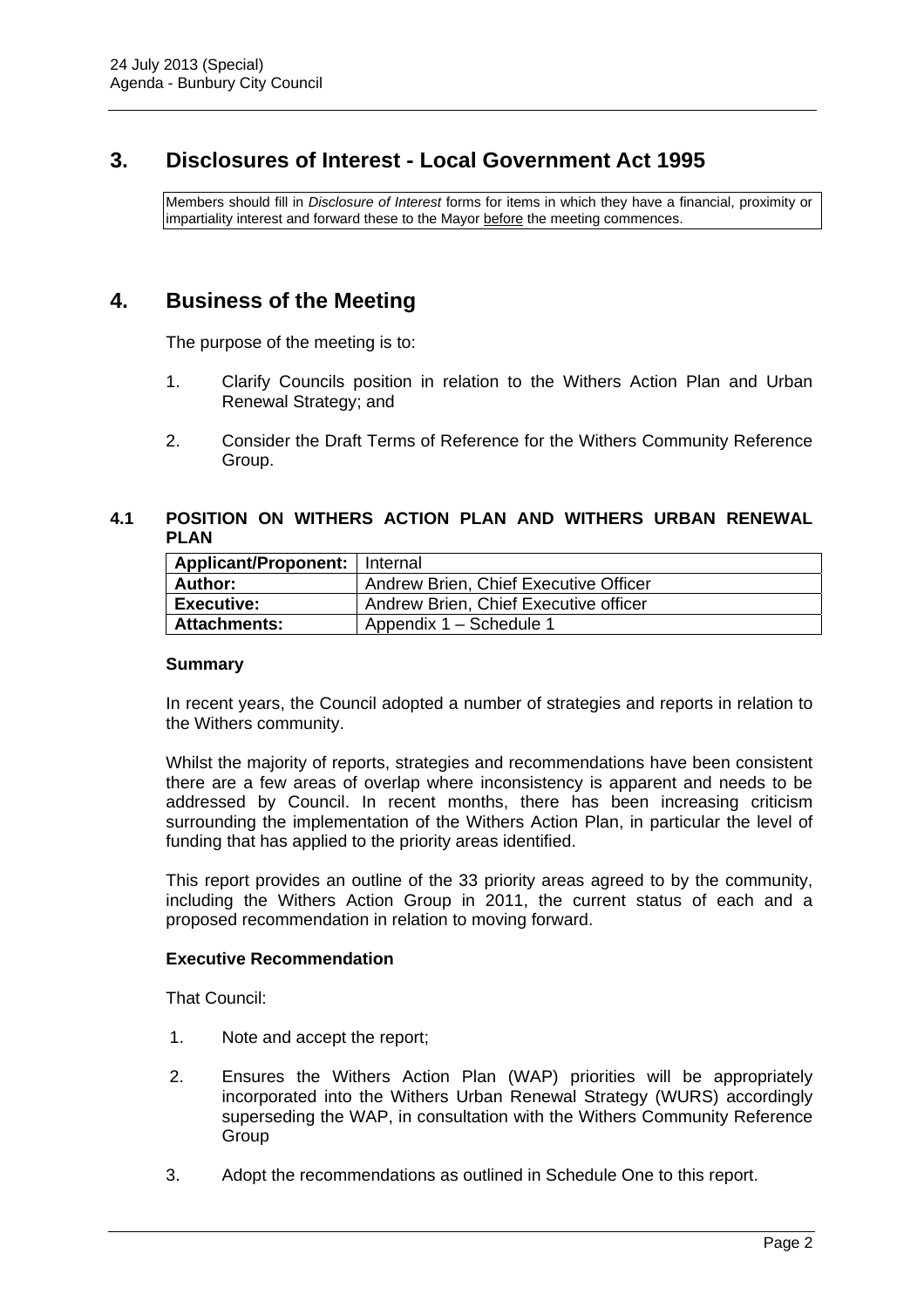## 3. Disclosures of Interest - Local Government Act 1995

Members should fill in *Disclosure of Interest* forms for items in which they have a financial, proximity or impartiality interest and forward these to the Mayor before the meeting commences.

## 4. Business of the Meeting

The purpose of the meeting is to:

1. Clarify Councils position in relation to the Withers Action Plan and Urban Renewal Strategy; and
2. Consider the Draft Terms of Reference for the Withers Community Reference Group.

### 4.1 POSITION ON WITHERS ACTION PLAN AND WITHERS URBAN RENEWAL PLAN

| Applicant/Proponent: | Internal |
|---|---|
| Author: | Andrew Brien, Chief Executive Officer |
| Executive: | Andrew Brien, Chief Executive officer |
| Attachments: | Appendix 1 – Schedule 1 |

**Summary**

In recent years, the Council adopted a number of strategies and reports in relation to the Withers community.

Whilst the majority of reports, strategies and recommendations have been consistent there are a few areas of overlap where inconsistency is apparent and needs to be addressed by Council. In recent months, there has been increasing criticism surrounding the implementation of the Withers Action Plan, in particular the level of funding that has applied to the priority areas identified.

This report provides an outline of the 33 priority areas agreed to by the community, including the Withers Action Group in 2011, the current status of each and a proposed recommendation in relation to moving forward.

**Executive Recommendation**

That Council:

1. Note and accept the report;
2. Ensures the Withers Action Plan (WAP) priorities will be appropriately incorporated into the Withers Urban Renewal Strategy (WURS) accordingly superseding the WAP, in consultation with the Withers Community Reference Group
3. Adopt the recommendations as outlined in Schedule One to this report.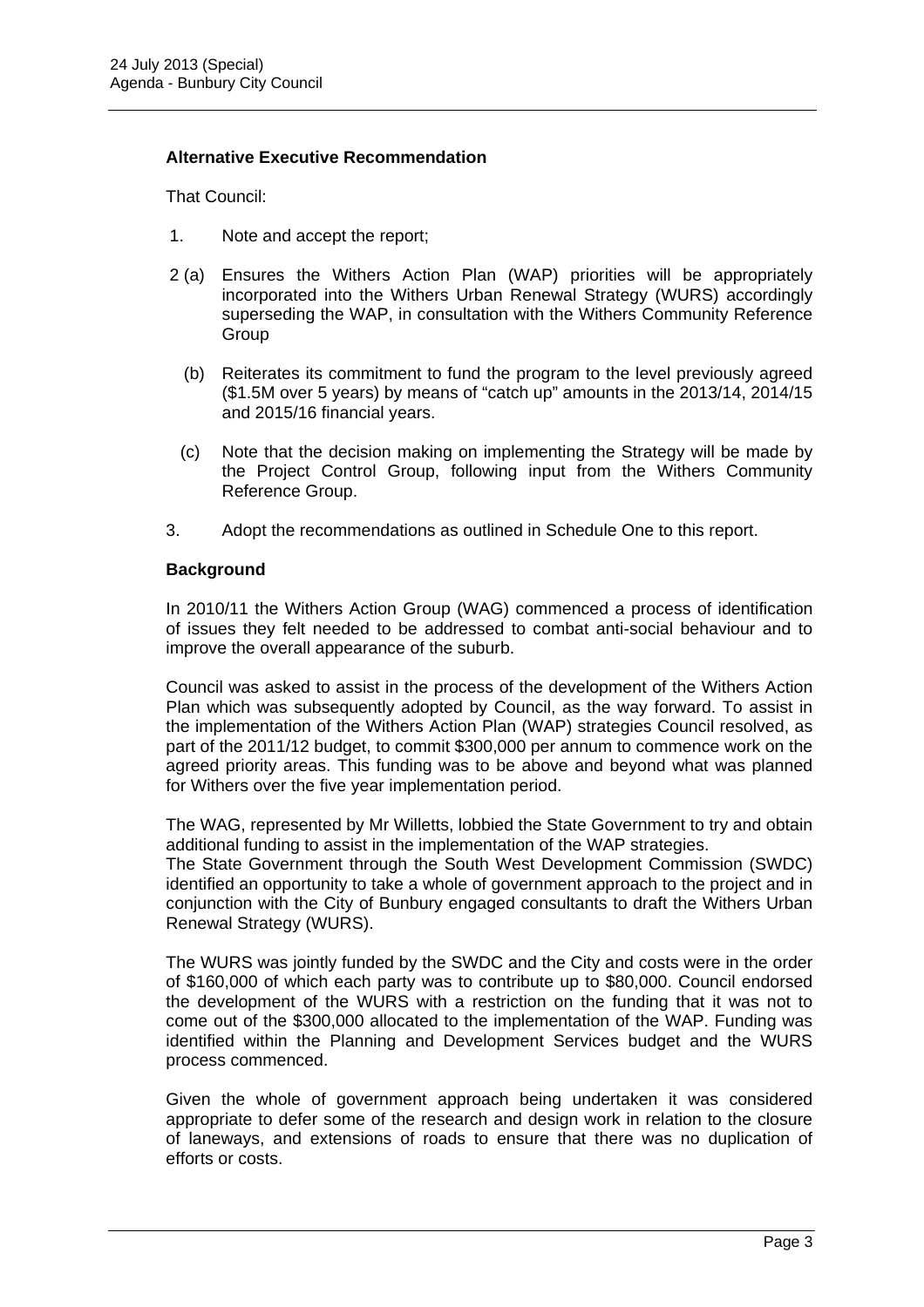**Alternative Executive Recommendation**

That Council:

1. Note and accept the report;

2 (a) Ensures the Withers Action Plan (WAP) priorities will be appropriately incorporated into the Withers Urban Renewal Strategy (WURS) accordingly superseding the WAP, in consultation with the Withers Community Reference Group

(b) Reiterates its commitment to fund the program to the level previously agreed ($1.5M over 5 years) by means of "catch up" amounts in the 2013/14, 2014/15 and 2015/16 financial years.

(c) Note that the decision making on implementing the Strategy will be made by the Project Control Group, following input from the Withers Community Reference Group.

3. Adopt the recommendations as outlined in Schedule One to this report.

**Background**

In 2010/11 the Withers Action Group (WAG) commenced a process of identification of issues they felt needed to be addressed to combat anti-social behaviour and to improve the overall appearance of the suburb.

Council was asked to assist in the process of the development of the Withers Action Plan which was subsequently adopted by Council, as the way forward. To assist in the implementation of the Withers Action Plan (WAP) strategies Council resolved, as part of the 2011/12 budget, to commit $300,000 per annum to commence work on the agreed priority areas. This funding was to be above and beyond what was planned for Withers over the five year implementation period.

The WAG, represented by Mr Willetts, lobbied the State Government to try and obtain additional funding to assist in the implementation of the WAP strategies.
The State Government through the South West Development Commission (SWDC) identified an opportunity to take a whole of government approach to the project and in conjunction with the City of Bunbury engaged consultants to draft the Withers Urban Renewal Strategy (WURS).

The WURS was jointly funded by the SWDC and the City and costs were in the order of $160,000 of which each party was to contribute up to $80,000. Council endorsed the development of the WURS with a restriction on the funding that it was not to come out of the $300,000 allocated to the implementation of the WAP. Funding was identified within the Planning and Development Services budget and the WURS process commenced.

Given the whole of government approach being undertaken it was considered appropriate to defer some of the research and design work in relation to the closure of laneways, and extensions of roads to ensure that there was no duplication of efforts or costs.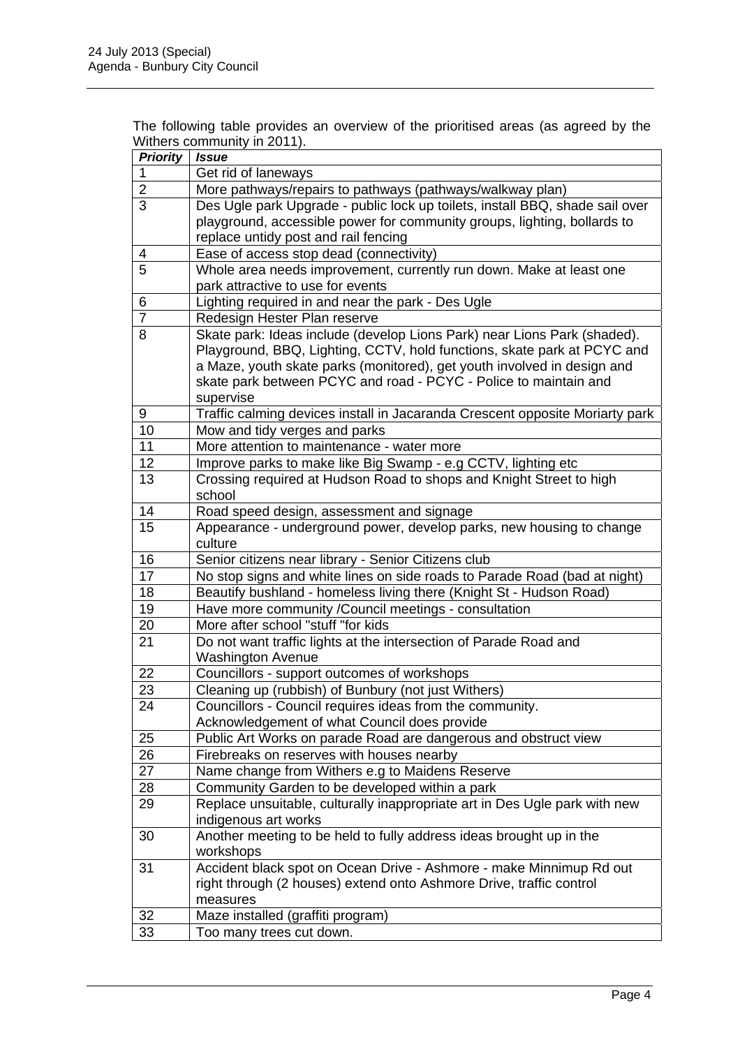The following table provides an overview of the prioritised areas (as agreed by the Withers community in 2011).

| ***Priority*** | ***Issue*** |
|---|---|
| 1 | Get rid of laneways |
| 2 | More pathways/repairs to pathways (pathways/walkway plan) |
| 3 | Des Ugle park Upgrade - public lock up toilets, install BBQ, shade sail over playground, accessible power for community groups, lighting, bollards to replace untidy post and rail fencing |
| 4 | Ease of access stop dead (connectivity) |
| 5 | Whole area needs improvement, currently run down. Make at least one park attractive to use for events |
| 6 | Lighting required in and near the park - Des Ugle |
| 7 | Redesign Hester Plan reserve |
| 8 | Skate park: Ideas include (develop Lions Park) near Lions Park (shaded). Playground, BBQ, Lighting, CCTV, hold functions, skate park at PCYC and a Maze, youth skate parks (monitored), get youth involved in design and skate park between PCYC and road - PCYC - Police to maintain and supervise |
| 9 | Traffic calming devices install in Jacaranda Crescent opposite Moriarty park |
| 10 | Mow and tidy verges and parks |
| 11 | More attention to maintenance - water more |
| 12 | Improve parks to make like Big Swamp - e.g CCTV, lighting etc |
| 13 | Crossing required at Hudson Road to shops and Knight Street to high school |
| 14 | Road speed design, assessment and signage |
| 15 | Appearance - underground power, develop parks, new housing to change culture |
| 16 | Senior citizens near library - Senior Citizens club |
| 17 | No stop signs and white lines on side roads to Parade Road (bad at night) |
| 18 | Beautify bushland - homeless living there (Knight St - Hudson Road) |
| 19 | Have more community /Council meetings - consultation |
| 20 | More after school "stuff "for kids |
| 21 | Do not want traffic lights at the intersection of Parade Road and Washington Avenue |
| 22 | Councillors - support outcomes of workshops |
| 23 | Cleaning up (rubbish) of Bunbury (not just Withers) |
| 24 | Councillors - Council requires ideas from the community. Acknowledgement of what Council does provide |
| 25 | Public Art Works on parade Road are dangerous and obstruct view |
| 26 | Firebreaks on reserves with houses nearby |
| 27 | Name change from Withers e.g to Maidens Reserve |
| 28 | Community Garden to be developed within a park |
| 29 | Replace unsuitable, culturally inappropriate art in Des Ugle park with new indigenous art works |
| 30 | Another meeting to be held to fully address ideas brought up in the workshops |
| 31 | Accident black spot on Ocean Drive - Ashmore - make Minnimup Rd out right through (2 houses) extend onto Ashmore Drive, traffic control measures |
| 32 | Maze installed (graffiti program) |
| 33 | Too many trees cut down. |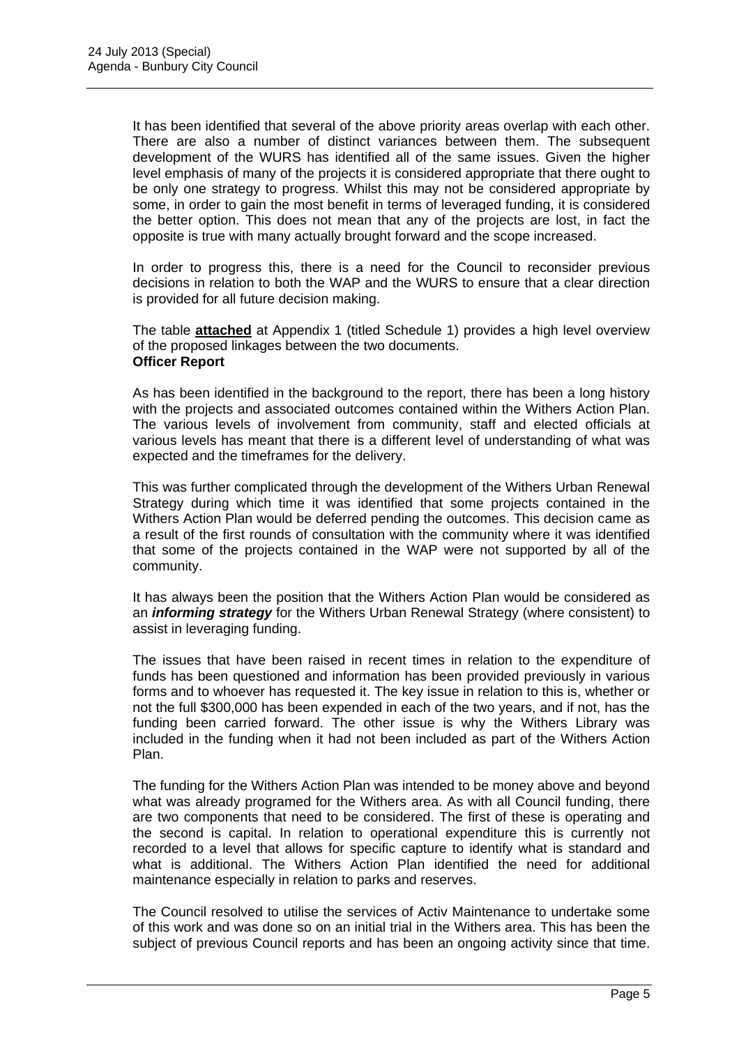It has been identified that several of the above priority areas overlap with each other. There are also a number of distinct variances between them. The subsequent development of the WURS has identified all of the same issues. Given the higher level emphasis of many of the projects it is considered appropriate that there ought to be only one strategy to progress. Whilst this may not be considered appropriate by some, in order to gain the most benefit in terms of leveraged funding, it is considered the better option. This does not mean that any of the projects are lost, in fact the opposite is true with many actually brought forward and the scope increased.

In order to progress this, there is a need for the Council to reconsider previous decisions in relation to both the WAP and the WURS to ensure that a clear direction is provided for all future decision making.

The table **attached** at Appendix 1 (titled Schedule 1) provides a high level overview of the proposed linkages between the two documents.

**Officer Report**

As has been identified in the background to the report, there has been a long history with the projects and associated outcomes contained within the Withers Action Plan. The various levels of involvement from community, staff and elected officials at various levels has meant that there is a different level of understanding of what was expected and the timeframes for the delivery.

This was further complicated through the development of the Withers Urban Renewal Strategy during which time it was identified that some projects contained in the Withers Action Plan would be deferred pending the outcomes. This decision came as a result of the first rounds of consultation with the community where it was identified that some of the projects contained in the WAP were not supported by all of the community.

It has always been the position that the Withers Action Plan would be considered as an ***informing strategy*** for the Withers Urban Renewal Strategy (where consistent) to assist in leveraging funding.

The issues that have been raised in recent times in relation to the expenditure of funds has been questioned and information has been provided previously in various forms and to whoever has requested it. The key issue in relation to this is, whether or not the full $300,000 has been expended in each of the two years, and if not, has the funding been carried forward. The other issue is why the Withers Library was included in the funding when it had not been included as part of the Withers Action Plan.

The funding for the Withers Action Plan was intended to be money above and beyond what was already programed for the Withers area. As with all Council funding, there are two components that need to be considered. The first of these is operating and the second is capital. In relation to operational expenditure this is currently not recorded to a level that allows for specific capture to identify what is standard and what is additional. The Withers Action Plan identified the need for additional maintenance especially in relation to parks and reserves.

The Council resolved to utilise the services of Activ Maintenance to undertake some of this work and was done so on an initial trial in the Withers area. This has been the subject of previous Council reports and has been an ongoing activity since that time.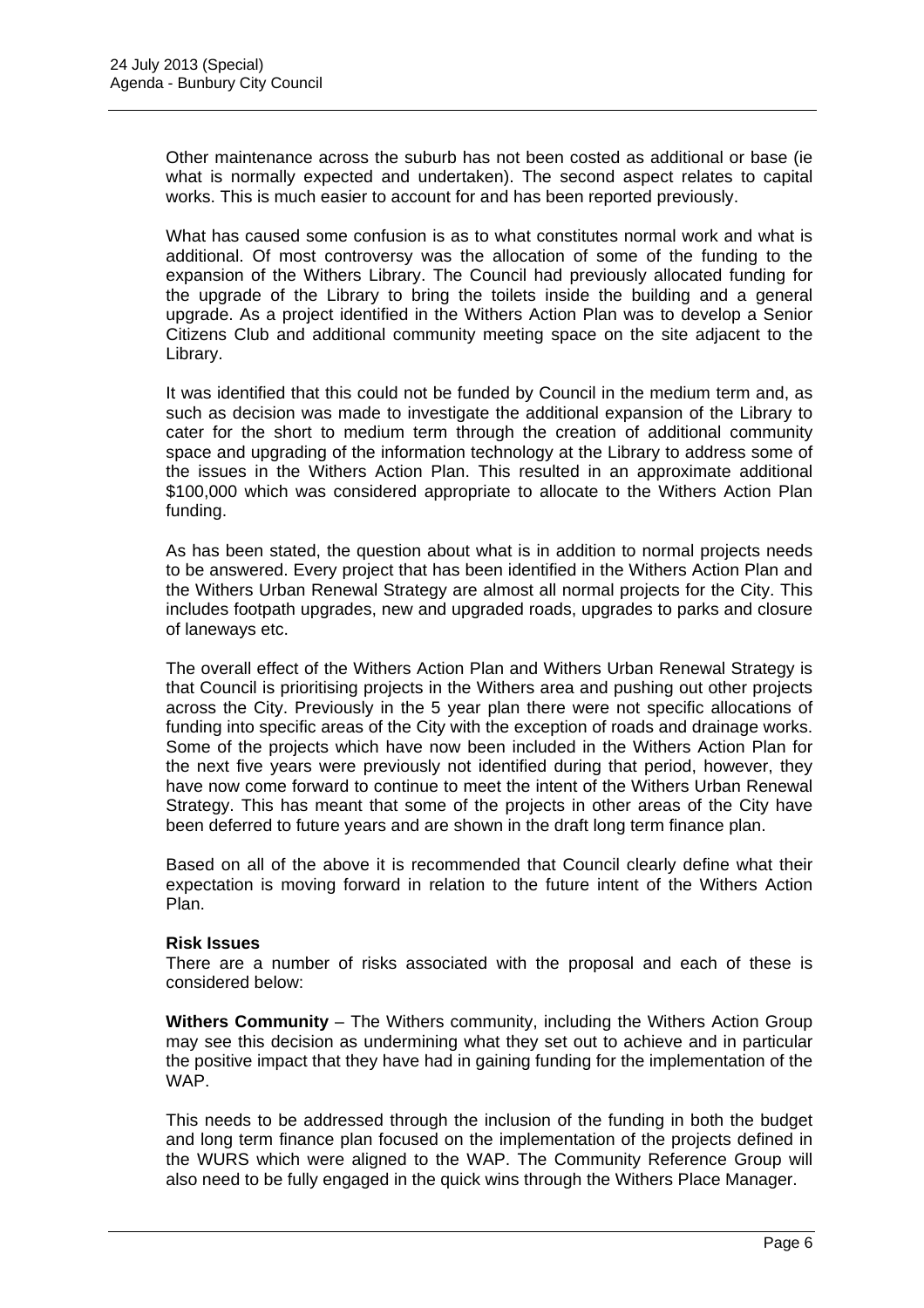Other maintenance across the suburb has not been costed as additional or base (ie what is normally expected and undertaken). The second aspect relates to capital works. This is much easier to account for and has been reported previously.

What has caused some confusion is as to what constitutes normal work and what is additional. Of most controversy was the allocation of some of the funding to the expansion of the Withers Library. The Council had previously allocated funding for the upgrade of the Library to bring the toilets inside the building and a general upgrade. As a project identified in the Withers Action Plan was to develop a Senior Citizens Club and additional community meeting space on the site adjacent to the Library.

It was identified that this could not be funded by Council in the medium term and, as such as decision was made to investigate the additional expansion of the Library to cater for the short to medium term through the creation of additional community space and upgrading of the information technology at the Library to address some of the issues in the Withers Action Plan. This resulted in an approximate additional $100,000 which was considered appropriate to allocate to the Withers Action Plan funding.

As has been stated, the question about what is in addition to normal projects needs to be answered. Every project that has been identified in the Withers Action Plan and the Withers Urban Renewal Strategy are almost all normal projects for the City. This includes footpath upgrades, new and upgraded roads, upgrades to parks and closure of laneways etc.

The overall effect of the Withers Action Plan and Withers Urban Renewal Strategy is that Council is prioritising projects in the Withers area and pushing out other projects across the City. Previously in the 5 year plan there were not specific allocations of funding into specific areas of the City with the exception of roads and drainage works. Some of the projects which have now been included in the Withers Action Plan for the next five years were previously not identified during that period, however, they have now come forward to continue to meet the intent of the Withers Urban Renewal Strategy. This has meant that some of the projects in other areas of the City have been deferred to future years and are shown in the draft long term finance plan.

Based on all of the above it is recommended that Council clearly define what their expectation is moving forward in relation to the future intent of the Withers Action Plan.

**Risk Issues**

There are a number of risks associated with the proposal and each of these is considered below:

**Withers Community** – The Withers community, including the Withers Action Group may see this decision as undermining what they set out to achieve and in particular the positive impact that they have had in gaining funding for the implementation of the WAP.

This needs to be addressed through the inclusion of the funding in both the budget and long term finance plan focused on the implementation of the projects defined in the WURS which were aligned to the WAP. The Community Reference Group will also need to be fully engaged in the quick wins through the Withers Place Manager.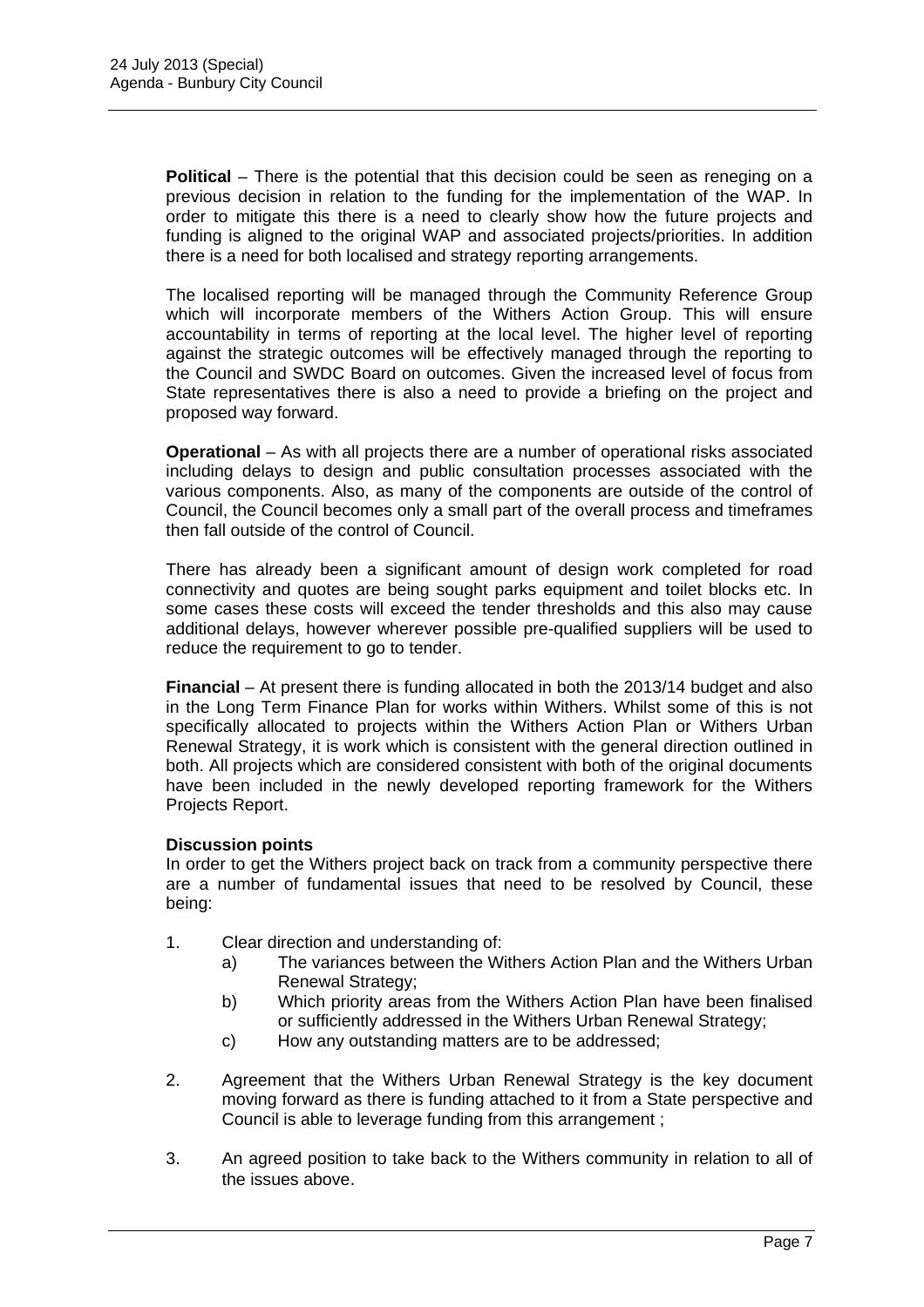**Political** – There is the potential that this decision could be seen as reneging on a previous decision in relation to the funding for the implementation of the WAP. In order to mitigate this there is a need to clearly show how the future projects and funding is aligned to the original WAP and associated projects/priorities. In addition there is a need for both localised and strategy reporting arrangements.

The localised reporting will be managed through the Community Reference Group which will incorporate members of the Withers Action Group. This will ensure accountability in terms of reporting at the local level. The higher level of reporting against the strategic outcomes will be effectively managed through the reporting to the Council and SWDC Board on outcomes. Given the increased level of focus from State representatives there is also a need to provide a briefing on the project and proposed way forward.

**Operational** – As with all projects there are a number of operational risks associated including delays to design and public consultation processes associated with the various components. Also, as many of the components are outside of the control of Council, the Council becomes only a small part of the overall process and timeframes then fall outside of the control of Council.

There has already been a significant amount of design work completed for road connectivity and quotes are being sought parks equipment and toilet blocks etc. In some cases these costs will exceed the tender thresholds and this also may cause additional delays, however wherever possible pre-qualified suppliers will be used to reduce the requirement to go to tender.

**Financial** – At present there is funding allocated in both the 2013/14 budget and also in the Long Term Finance Plan for works within Withers. Whilst some of this is not specifically allocated to projects within the Withers Action Plan or Withers Urban Renewal Strategy, it is work which is consistent with the general direction outlined in both. All projects which are considered consistent with both of the original documents have been included in the newly developed reporting framework for the Withers Projects Report.

**Discussion points**

In order to get the Withers project back on track from a community perspective there are a number of fundamental issues that need to be resolved by Council, these being:

1. Clear direction and understanding of:
   a) The variances between the Withers Action Plan and the Withers Urban Renewal Strategy;
   b) Which priority areas from the Withers Action Plan have been finalised or sufficiently addressed in the Withers Urban Renewal Strategy;
   c) How any outstanding matters are to be addressed;

2. Agreement that the Withers Urban Renewal Strategy is the key document moving forward as there is funding attached to it from a State perspective and Council is able to leverage funding from this arrangement ;

3. An agreed position to take back to the Withers community in relation to all of the issues above.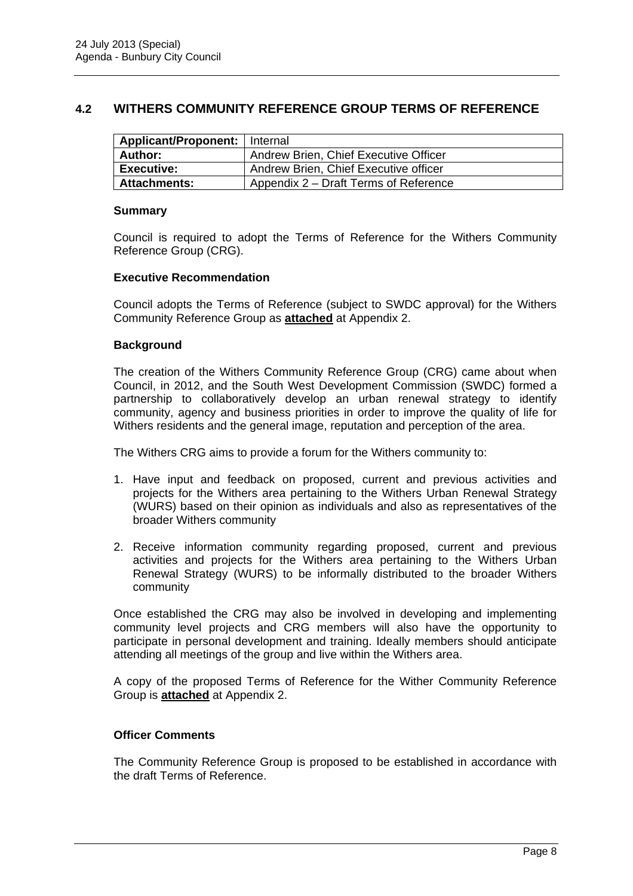## 4.2 WITHERS COMMUNITY REFERENCE GROUP TERMS OF REFERENCE

| **Applicant/Proponent:** | Internal |
|---|---|
| **Author:** | Andrew Brien, Chief Executive Officer |
| **Executive:** | Andrew Brien, Chief Executive officer |
| **Attachments:** | Appendix 2 – Draft Terms of Reference |

### Summary

Council is required to adopt the Terms of Reference for the Withers Community Reference Group (CRG).

### Executive Recommendation

Council adopts the Terms of Reference (subject to SWDC approval) for the Withers Community Reference Group as **attached** at Appendix 2.

### Background

The creation of the Withers Community Reference Group (CRG) came about when Council, in 2012, and the South West Development Commission (SWDC) formed a partnership to collaboratively develop an urban renewal strategy to identify community, agency and business priorities in order to improve the quality of life for Withers residents and the general image, reputation and perception of the area.

The Withers CRG aims to provide a forum for the Withers community to:

1. Have input and feedback on proposed, current and previous activities and projects for the Withers area pertaining to the Withers Urban Renewal Strategy (WURS) based on their opinion as individuals and also as representatives of the broader Withers community

2. Receive information community regarding proposed, current and previous activities and projects for the Withers area pertaining to the Withers Urban Renewal Strategy (WURS) to be informally distributed to the broader Withers community

Once established the CRG may also be involved in developing and implementing community level projects and CRG members will also have the opportunity to participate in personal development and training. Ideally members should anticipate attending all meetings of the group and live within the Withers area.

A copy of the proposed Terms of Reference for the Wither Community Reference Group is **attached** at Appendix 2.

### Officer Comments

The Community Reference Group is proposed to be established in accordance with the draft Terms of Reference.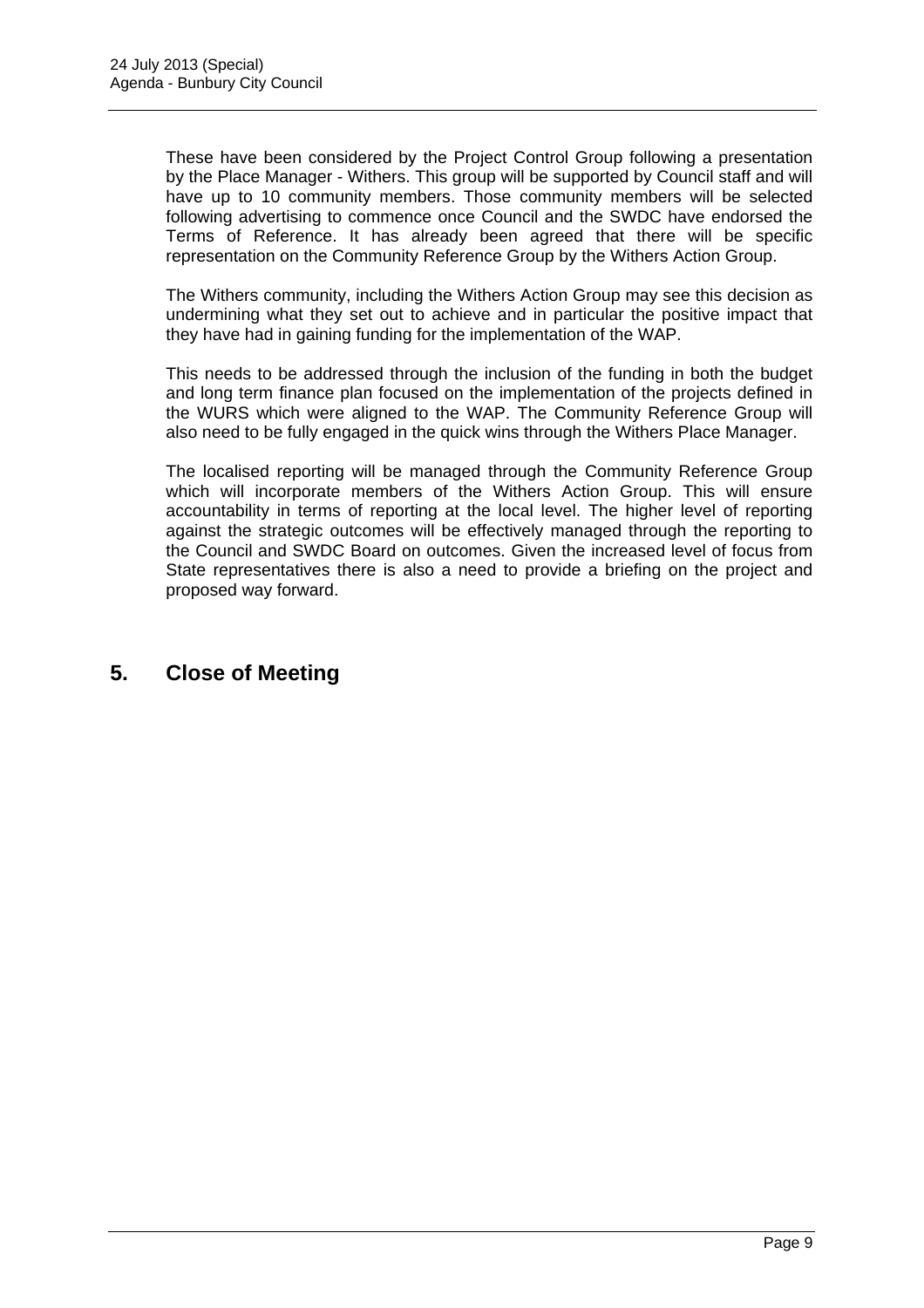These have been considered by the Project Control Group following a presentation by the Place Manager - Withers. This group will be supported by Council staff and will have up to 10 community members. Those community members will be selected following advertising to commence once Council and the SWDC have endorsed the Terms of Reference. It has already been agreed that there will be specific representation on the Community Reference Group by the Withers Action Group.

The Withers community, including the Withers Action Group may see this decision as undermining what they set out to achieve and in particular the positive impact that they have had in gaining funding for the implementation of the WAP.

This needs to be addressed through the inclusion of the funding in both the budget and long term finance plan focused on the implementation of the projects defined in the WURS which were aligned to the WAP. The Community Reference Group will also need to be fully engaged in the quick wins through the Withers Place Manager.

The localised reporting will be managed through the Community Reference Group which will incorporate members of the Withers Action Group. This will ensure accountability in terms of reporting at the local level. The higher level of reporting against the strategic outcomes will be effectively managed through the reporting to the Council and SWDC Board on outcomes. Given the increased level of focus from State representatives there is also a need to provide a briefing on the project and proposed way forward.

## 5. Close of Meeting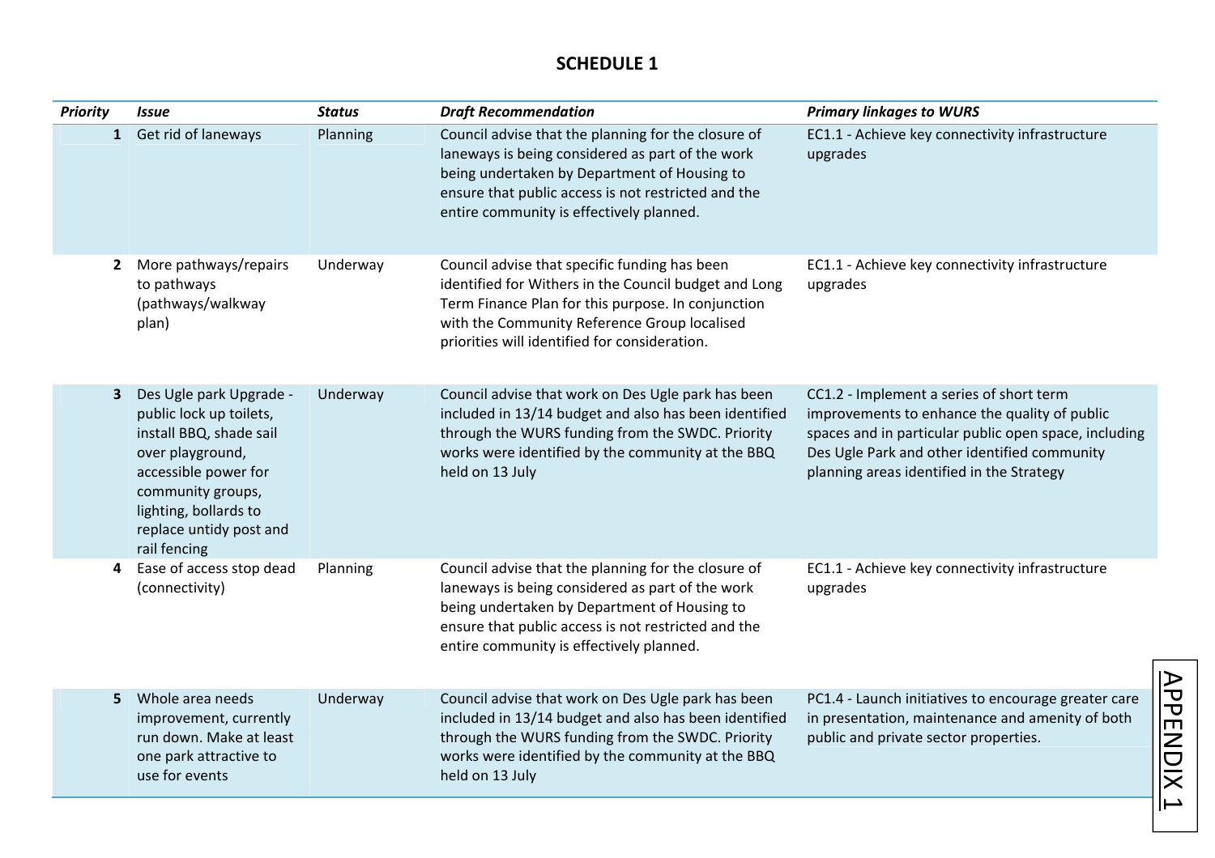# SCHEDULE 1

| Priority | Issue | Status | Draft Recommendation | Primary linkages to WURS |
|---|---|---|---|---|
| 1 | Get rid of laneways | Planning | Council advise that the planning for the closure of laneways is being considered as part of the work being undertaken by Department of Housing to ensure that public access is not restricted and the entire community is effectively planned. | EC1.1 - Achieve key connectivity infrastructure upgrades |
| 2 | More pathways/repairs to pathways (pathways/walkway plan) | Underway | Council advise that specific funding has been identified for Withers in the Council budget and Long Term Finance Plan for this purpose. In conjunction with the Community Reference Group localised priorities will identified for consideration. | EC1.1 - Achieve key connectivity infrastructure upgrades |
| 3 | Des Ugle park Upgrade - public lock up toilets, install BBQ, shade sail over playground, accessible power for community groups, lighting, bollards to replace untidy post and rail fencing | Underway | Council advise that work on Des Ugle park has been included in 13/14 budget and also has been identified through the WURS funding from the SWDC. Priority works were identified by the community at the BBQ held on 13 July | CC1.2 - Implement a series of short term improvements to enhance the quality of public spaces and in particular public open space, including Des Ugle Park and other identified community planning areas identified in the Strategy |
| 4 | Ease of access stop dead (connectivity) | Planning | Council advise that the planning for the closure of laneways is being considered as part of the work being undertaken by Department of Housing to ensure that public access is not restricted and the entire community is effectively planned. | EC1.1 - Achieve key connectivity infrastructure upgrades |
| 5 | Whole area needs improvement, currently run down. Make at least one park attractive to use for events | Underway | Council advise that work on Des Ugle park has been included in 13/14 budget and also has been identified through the WURS funding from the SWDC. Priority works were identified by the community at the BBQ held on 13 July | PC1.4 - Launch initiatives to encourage greater care in presentation, maintenance and amenity of both public and private sector properties. |

APPENDIX 1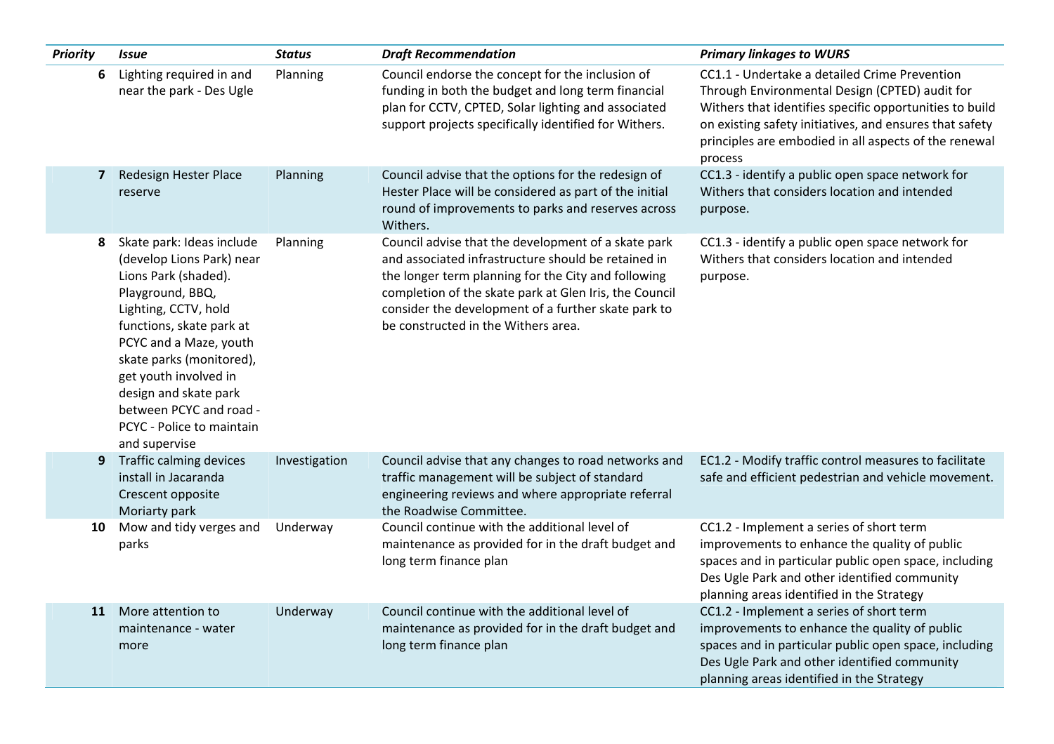| *Priority* | *Issue* | *Status* | *Draft Recommendation* | *Primary linkages to WURS* |
|---|---|---|---|---|
| 6 | Lighting required in and near the park - Des Ugle | Planning | Council endorse the concept for the inclusion of funding in both the budget and long term financial plan for CCTV, CPTED, Solar lighting and associated support projects specifically identified for Withers. | CC1.1 - Undertake a detailed Crime Prevention Through Environmental Design (CPTED) audit for Withers that identifies specific opportunities to build on existing safety initiatives, and ensures that safety principles are embodied in all aspects of the renewal process |
| 7 | Redesign Hester Place reserve | Planning | Council advise that the options for the redesign of Hester Place will be considered as part of the initial round of improvements to parks and reserves across Withers. | CC1.3 - identify a public open space network for Withers that considers location and intended purpose. |
| 8 | Skate park: Ideas include (develop Lions Park) near Lions Park (shaded). Playground, BBQ, Lighting, CCTV, hold functions, skate park at PCYC and a Maze, youth skate parks (monitored), get youth involved in design and skate park between PCYC and road - PCYC - Police to maintain and supervise | Planning | Council advise that the development of a skate park and associated infrastructure should be retained in the longer term planning for the City and following completion of the skate park at Glen Iris, the Council consider the development of a further skate park to be constructed in the Withers area. | CC1.3 - identify a public open space network for Withers that considers location and intended purpose. |
| 9 | Traffic calming devices install in Jacaranda Crescent opposite Moriarty park | Investigation | Council advise that any changes to road networks and traffic management will be subject of standard engineering reviews and where appropriate referral the Roadwise Committee. | EC1.2 - Modify traffic control measures to facilitate safe and efficient pedestrian and vehicle movement. |
| 10 | Mow and tidy verges and parks | Underway | Council continue with the additional level of maintenance as provided for in the draft budget and long term finance plan | CC1.2 - Implement a series of short term improvements to enhance the quality of public spaces and in particular public open space, including Des Ugle Park and other identified community planning areas identified in the Strategy |
| 11 | More attention to maintenance - water more | Underway | Council continue with the additional level of maintenance as provided for in the draft budget and long term finance plan | CC1.2 - Implement a series of short term improvements to enhance the quality of public spaces and in particular public open space, including Des Ugle Park and other identified community planning areas identified in the Strategy |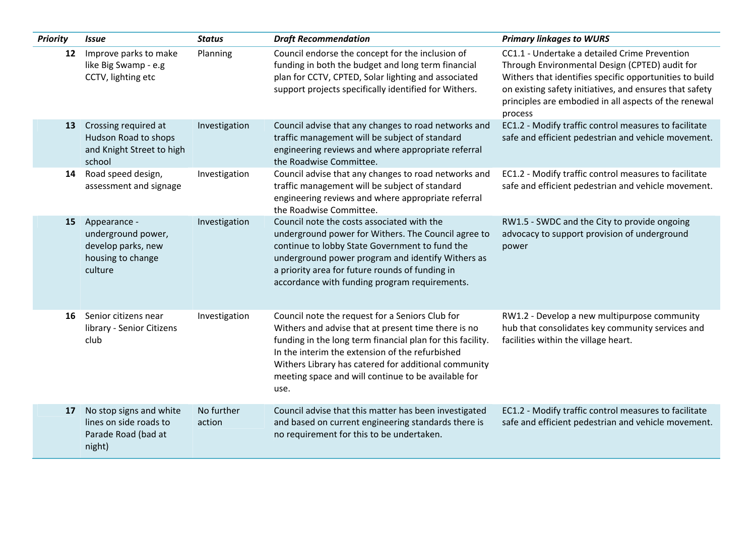| *Priority* | *Issue* | *Status* | *Draft Recommendation* | *Primary linkages to WURS* |
|---|---|---|---|---|
| **12** | Improve parks to make like Big Swamp - e.g CCTV, lighting etc | Planning | Council endorse the concept for the inclusion of funding in both the budget and long term financial plan for CCTV, CPTED, Solar lighting and associated support projects specifically identified for Withers. | CC1.1 - Undertake a detailed Crime Prevention Through Environmental Design (CPTED) audit for Withers that identifies specific opportunities to build on existing safety initiatives, and ensures that safety principles are embodied in all aspects of the renewal process |
| **13** | Crossing required at Hudson Road to shops and Knight Street to high school | Investigation | Council advise that any changes to road networks and traffic management will be subject of standard engineering reviews and where appropriate referral the Roadwise Committee. | EC1.2 - Modify traffic control measures to facilitate safe and efficient pedestrian and vehicle movement. |
| **14** | Road speed design, assessment and signage | Investigation | Council advise that any changes to road networks and traffic management will be subject of standard engineering reviews and where appropriate referral the Roadwise Committee. | EC1.2 - Modify traffic control measures to facilitate safe and efficient pedestrian and vehicle movement. |
| **15** | Appearance - underground power, develop parks, new housing to change culture | Investigation | Council note the costs associated with the underground power for Withers. The Council agree to continue to lobby State Government to fund the underground power program and identify Withers as a priority area for future rounds of funding in accordance with funding program requirements. | RW1.5 - SWDC and the City to provide ongoing advocacy to support provision of underground power |
| **16** | Senior citizens near library - Senior Citizens club | Investigation | Council note the request for a Seniors Club for Withers and advise that at present time there is no funding in the long term financial plan for this facility. In the interim the extension of the refurbished Withers Library has catered for additional community meeting space and will continue to be available for use. | RW1.2 - Develop a new multipurpose community hub that consolidates key community services and facilities within the village heart. |
| **17** | No stop signs and white lines on side roads to Parade Road (bad at night) | No further action | Council advise that this matter has been investigated and based on current engineering standards there is no requirement for this to be undertaken. | EC1.2 - Modify traffic control measures to facilitate safe and efficient pedestrian and vehicle movement. |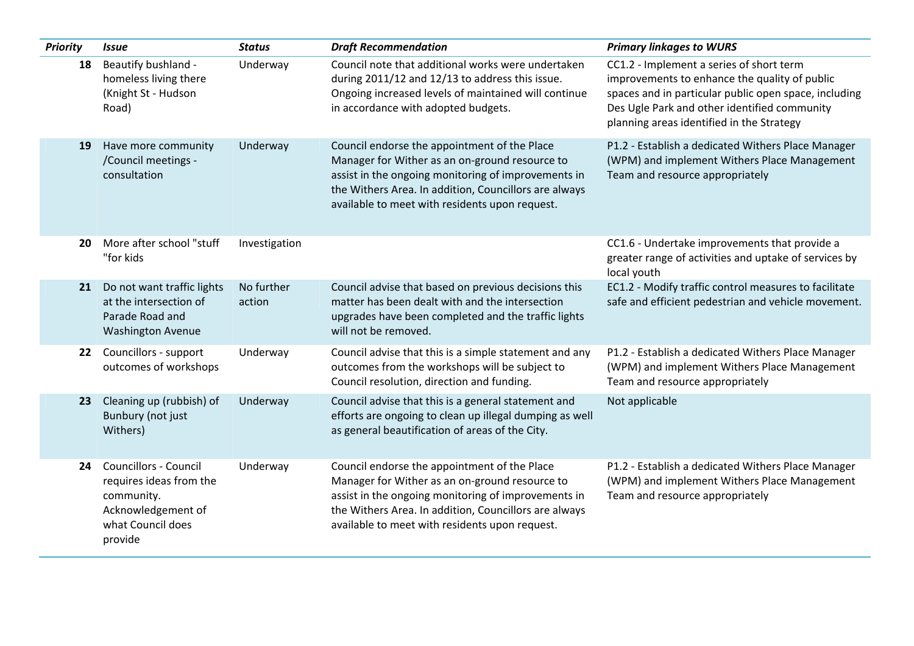| *Priority* | *Issue* | *Status* | *Draft Recommendation* | *Primary linkages to WURS* |
|---|---|---|---|---|
| **18** | Beautify bushland - homeless living there (Knight St - Hudson Road) | Underway | Council note that additional works were undertaken during 2011/12 and 12/13 to address this issue. Ongoing increased levels of maintained will continue in accordance with adopted budgets. | CC1.2 - Implement a series of short term improvements to enhance the quality of public spaces and in particular public open space, including Des Ugle Park and other identified community planning areas identified in the Strategy |
| **19** | Have more community /Council meetings - consultation | Underway | Council endorse the appointment of the Place Manager for Wither as an on-ground resource to assist in the ongoing monitoring of improvements in the Withers Area. In addition, Councillors are always available to meet with residents upon request. | P1.2 - Establish a dedicated Withers Place Manager (WPM) and implement Withers Place Management Team and resource appropriately |
| **20** | More after school "stuff "for kids | Investigation | | CC1.6 - Undertake improvements that provide a greater range of activities and uptake of services by local youth |
| **21** | Do not want traffic lights at the intersection of Parade Road and Washington Avenue | No further action | Council advise that based on previous decisions this matter has been dealt with and the intersection upgrades have been completed and the traffic lights will not be removed. | EC1.2 - Modify traffic control measures to facilitate safe and efficient pedestrian and vehicle movement. |
| **22** | Councillors - support outcomes of workshops | Underway | Council advise that this is a simple statement and any outcomes from the workshops will be subject to Council resolution, direction and funding. | P1.2 - Establish a dedicated Withers Place Manager (WPM) and implement Withers Place Management Team and resource appropriately |
| **23** | Cleaning up (rubbish) of Bunbury (not just Withers) | Underway | Council advise that this is a general statement and efforts are ongoing to clean up illegal dumping as well as general beautification of areas of the City. | Not applicable |
| **24** | Councillors - Council requires ideas from the community. Acknowledgement of what Council does provide | Underway | Council endorse the appointment of the Place Manager for Wither as an on-ground resource to assist in the ongoing monitoring of improvements in the Withers Area. In addition, Councillors are always available to meet with residents upon request. | P1.2 - Establish a dedicated Withers Place Manager (WPM) and implement Withers Place Management Team and resource appropriately |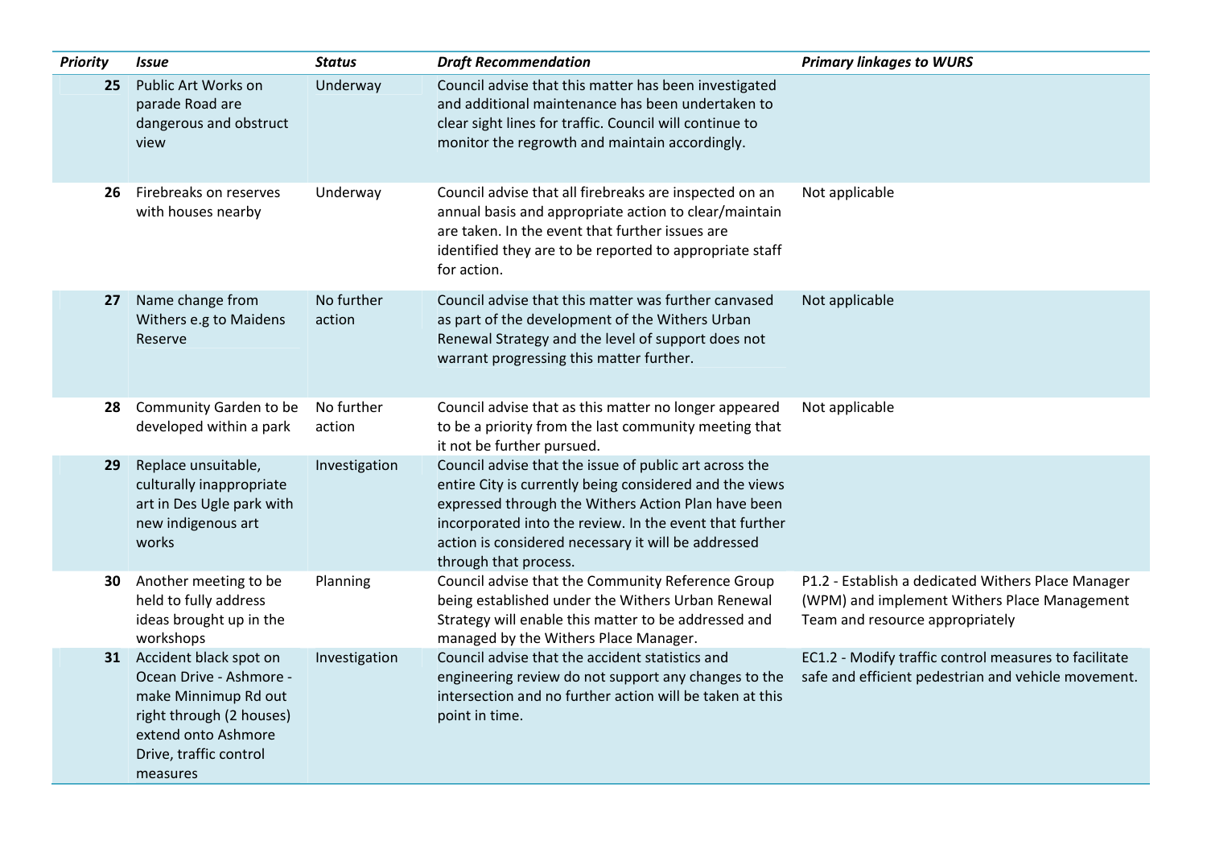| *Priority* | *Issue* | *Status* | *Draft Recommendation* | *Primary linkages to WURS* |
|---|---|---|---|---|
| **25** | Public Art Works on parade Road are dangerous and obstruct view | Underway | Council advise that this matter has been investigated and additional maintenance has been undertaken to clear sight lines for traffic. Council will continue to monitor the regrowth and maintain accordingly. | |
| **26** | Firebreaks on reserves with houses nearby | Underway | Council advise that all firebreaks are inspected on an annual basis and appropriate action to clear/maintain are taken. In the event that further issues are identified they are to be reported to appropriate staff for action. | Not applicable |
| **27** | Name change from Withers e.g to Maidens Reserve | No further action | Council advise that this matter was further canvased as part of the development of the Withers Urban Renewal Strategy and the level of support does not warrant progressing this matter further. | Not applicable |
| **28** | Community Garden to be developed within a park | No further action | Council advise that as this matter no longer appeared to be a priority from the last community meeting that it not be further pursued. | Not applicable |
| **29** | Replace unsuitable, culturally inappropriate art in Des Ugle park with new indigenous art works | Investigation | Council advise that the issue of public art across the entire City is currently being considered and the views expressed through the Withers Action Plan have been incorporated into the review. In the event that further action is considered necessary it will be addressed through that process. | |
| **30** | Another meeting to be held to fully address ideas brought up in the workshops | Planning | Council advise that the Community Reference Group being established under the Withers Urban Renewal Strategy will enable this matter to be addressed and managed by the Withers Place Manager. | P1.2 - Establish a dedicated Withers Place Manager (WPM) and implement Withers Place Management Team and resource appropriately |
| **31** | Accident black spot on Ocean Drive - Ashmore - make Minnimup Rd out right through (2 houses) extend onto Ashmore Drive, traffic control measures | Investigation | Council advise that the accident statistics and engineering review do not support any changes to the intersection and no further action will be taken at this point in time. | EC1.2 - Modify traffic control measures to facilitate safe and efficient pedestrian and vehicle movement. |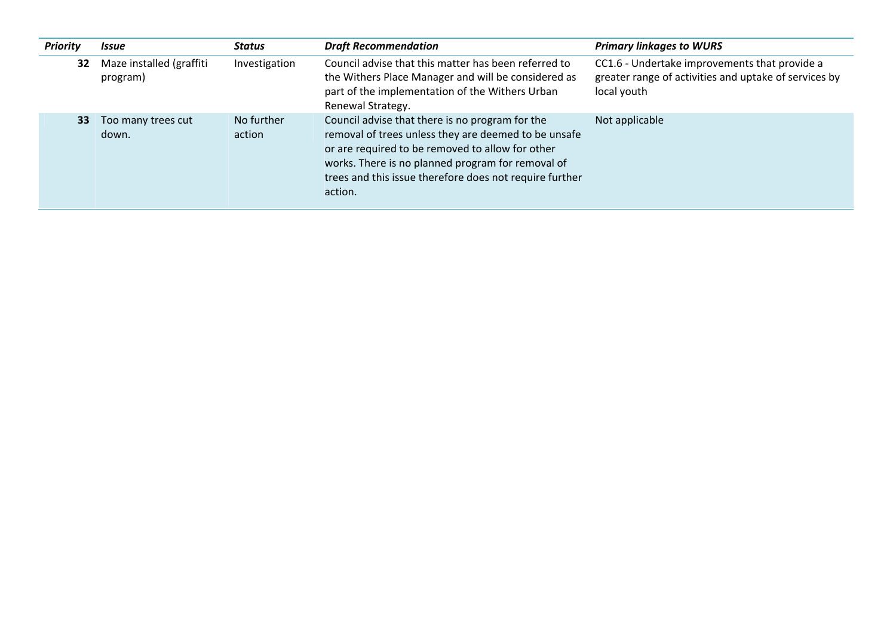| ***Priority*** | ***Issue*** | ***Status*** | ***Draft Recommendation*** | ***Primary linkages to WURS*** |
|---|---|---|---|---|
| **32** | Maze installed (graffiti program) | Investigation | Council advise that this matter has been referred to the Withers Place Manager and will be considered as part of the implementation of the Withers Urban Renewal Strategy. | CC1.6 - Undertake improvements that provide a greater range of activities and uptake of services by local youth |
| **33** | Too many trees cut down. | No further action | Council advise that there is no program for the removal of trees unless they are deemed to be unsafe or are required to be removed to allow for other works. There is no planned program for removal of trees and this issue therefore does not require further action. | Not applicable |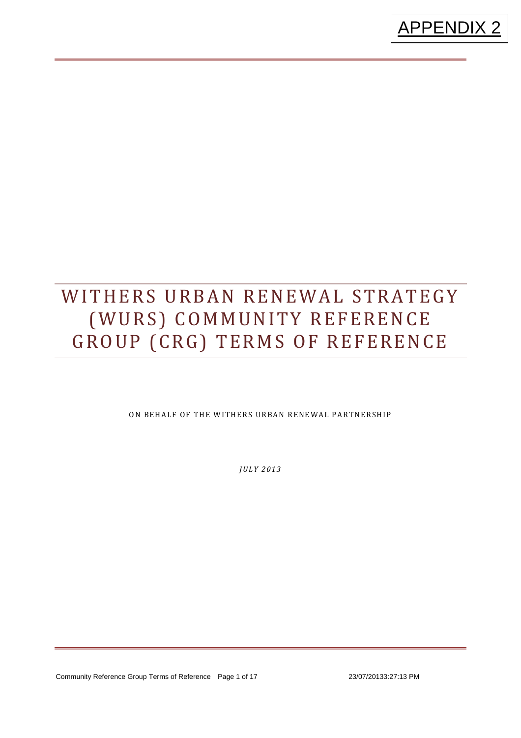APPENDIX 2

# WITHERS URBAN RENEWAL STRATEGY (WURS) COMMUNITY REFERENCE GROUP (CRG) TERMS OF REFERENCE

ON BEHALF OF THE WITHERS URBAN RENEWAL PARTNERSHIP

*JULY 2013*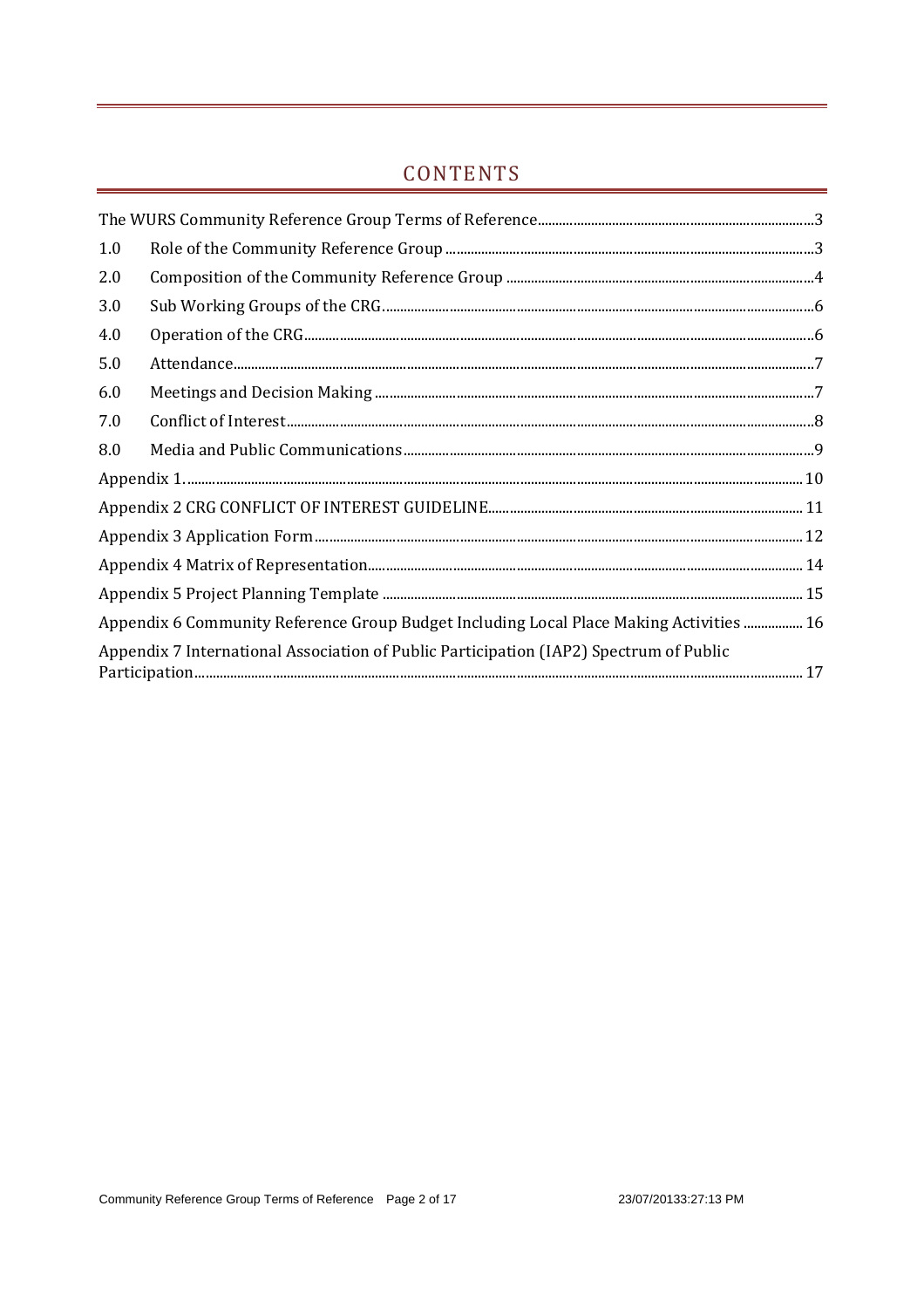## CONTENTS

The WURS Community Reference Group Terms of Reference ... 3

1.0 Role of the Community Reference Group ... 3

2.0 Composition of the Community Reference Group ... 4

3.0 Sub Working Groups of the CRG ... 6

4.0 Operation of the CRG ... 6

5.0 Attendance ... 7

6.0 Meetings and Decision Making ... 7

7.0 Conflict of Interest ... 8

8.0 Media and Public Communications ... 9

Appendix 1. ... 10

Appendix 2 CRG CONFLICT OF INTEREST GUIDELINE ... 11

Appendix 3 Application Form ... 12

Appendix 4 Matrix of Representation ... 14

Appendix 5 Project Planning Template ... 15

Appendix 6 Community Reference Group Budget Including Local Place Making Activities ... 16

Appendix 7 International Association of Public Participation (IAP2) Spectrum of Public Participation ... 17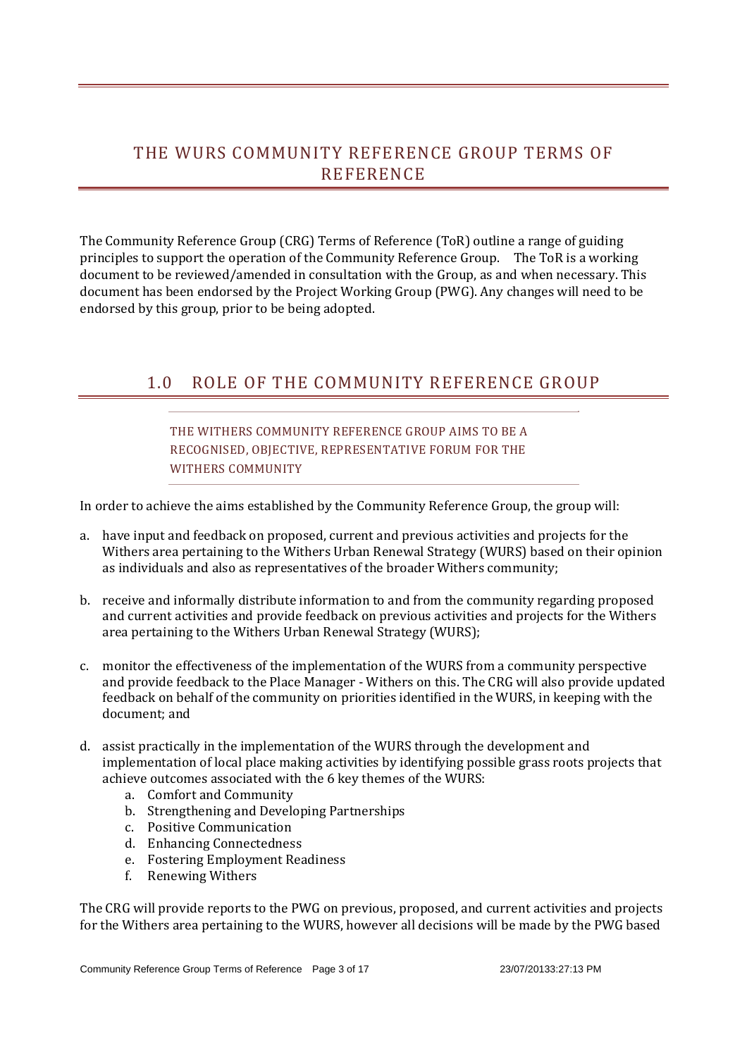# THE WURS COMMUNITY REFERENCE GROUP TERMS OF REFERENCE

The Community Reference Group (CRG) Terms of Reference (ToR) outline a range of guiding principles to support the operation of the Community Reference Group. The ToR is a working document to be reviewed/amended in consultation with the Group, as and when necessary. This document has been endorsed by the Project Working Group (PWG). Any changes will need to be endorsed by this group, prior to be being adopted.

## 1.0 ROLE OF THE COMMUNITY REFERENCE GROUP

> THE WITHERS COMMUNITY REFERENCE GROUP AIMS TO BE A RECOGNISED, OBJECTIVE, REPRESENTATIVE FORUM FOR THE WITHERS COMMUNITY

In order to achieve the aims established by the Community Reference Group, the group will:

a. have input and feedback on proposed, current and previous activities and projects for the Withers area pertaining to the Withers Urban Renewal Strategy (WURS) based on their opinion as individuals and also as representatives of the broader Withers community;

b. receive and informally distribute information to and from the community regarding proposed and current activities and provide feedback on previous activities and projects for the Withers area pertaining to the Withers Urban Renewal Strategy (WURS);

c. monitor the effectiveness of the implementation of the WURS from a community perspective and provide feedback to the Place Manager - Withers on this. The CRG will also provide updated feedback on behalf of the community on priorities identified in the WURS, in keeping with the document; and

d. assist practically in the implementation of the WURS through the development and implementation of local place making activities by identifying possible grass roots projects that achieve outcomes associated with the 6 key themes of the WURS:
   a. Comfort and Community
   b. Strengthening and Developing Partnerships
   c. Positive Communication
   d. Enhancing Connectedness
   e. Fostering Employment Readiness
   f. Renewing Withers

The CRG will provide reports to the PWG on previous, proposed, and current activities and projects for the Withers area pertaining to the WURS, however all decisions will be made by the PWG based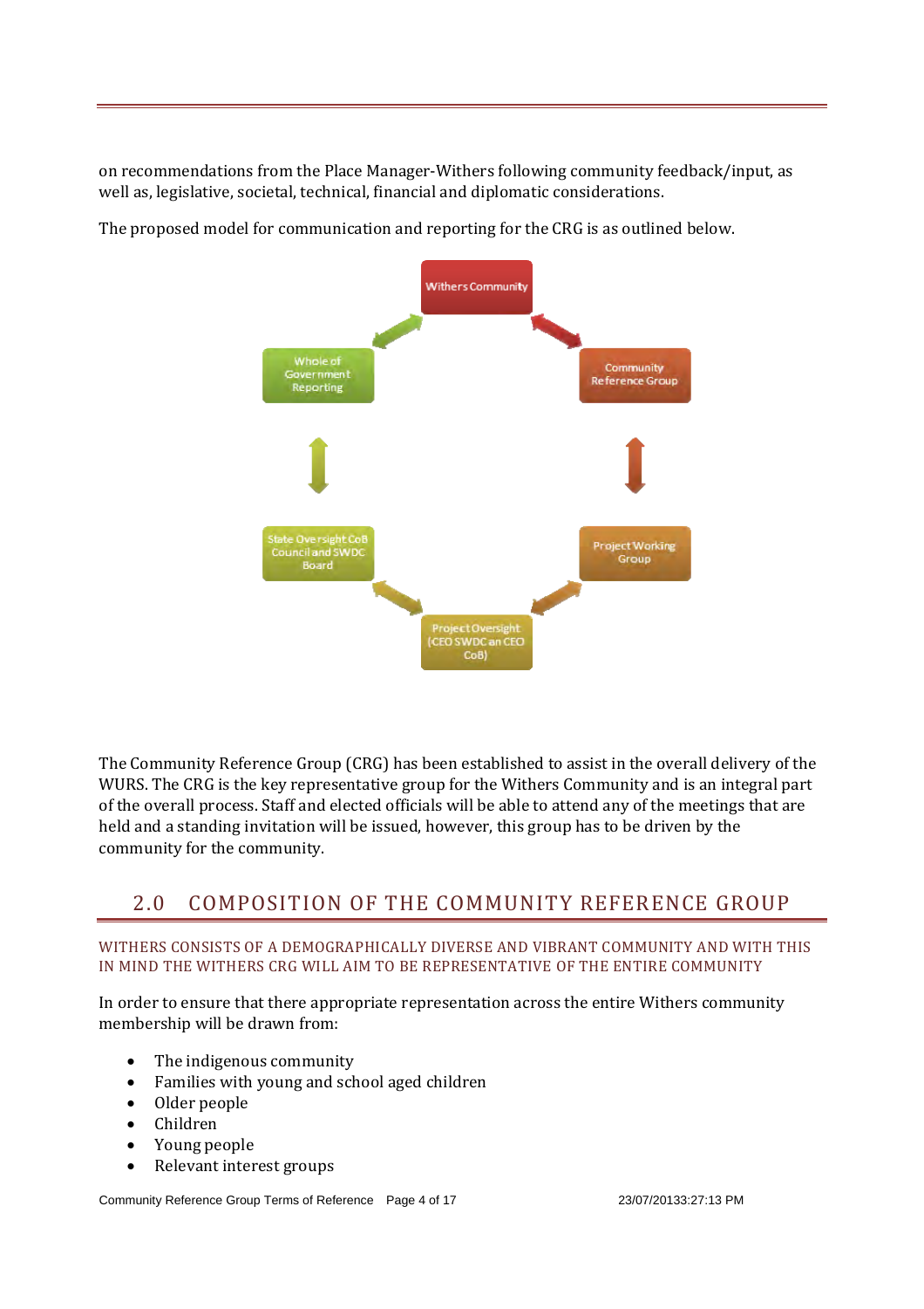on recommendations from the Place Manager-Withers following community feedback/input, as well as, legislative, societal, technical, financial and diplomatic considerations.

The proposed model for communication and reporting for the CRG is as outlined below.

Withers Community

Community Reference Group

Project Working Group

Project Oversight (CEO SWDC an CEO CoB)

State Oversight CoB Council and SWDC Board

Whole of Government Reporting

The Community Reference Group (CRG) has been established to assist in the overall delivery of the WURS. The CRG is the key representative group for the Withers Community and is an integral part of the overall process. Staff and elected officials will be able to attend any of the meetings that are held and a standing invitation will be issued, however, this group has to be driven by the community for the community.

## 2.0 COMPOSITION OF THE COMMUNITY REFERENCE GROUP

### WITHERS CONSISTS OF A DEMOGRAPHICALLY DIVERSE AND VIBRANT COMMUNITY AND WITH THIS IN MIND THE WITHERS CRG WILL AIM TO BE REPRESENTATIVE OF THE ENTIRE COMMUNITY

In order to ensure that there appropriate representation across the entire Withers community membership will be drawn from:

- The indigenous community
- Families with young and school aged children
- Older people
- Children
- Young people
- Relevant interest groups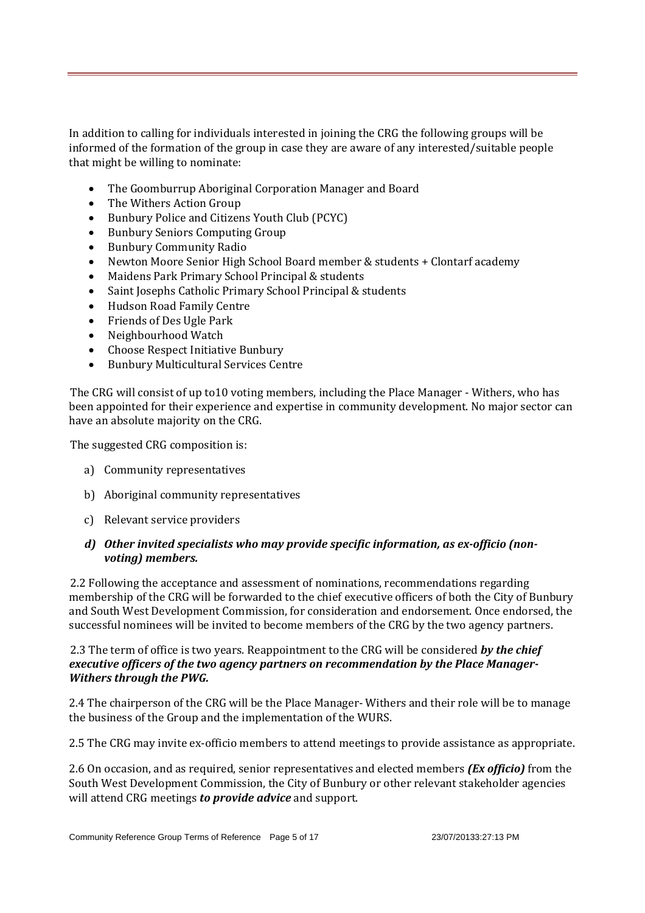In addition to calling for individuals interested in joining the CRG the following groups will be informed of the formation of the group in case they are aware of any interested/suitable people that might be willing to nominate:

- The Goomburrup Aboriginal Corporation Manager and Board
- The Withers Action Group
- Bunbury Police and Citizens Youth Club (PCYC)
- Bunbury Seniors Computing Group
- Bunbury Community Radio
- Newton Moore Senior High School Board member & students + Clontarf academy
- Maidens Park Primary School Principal & students
- Saint Josephs Catholic Primary School Principal & students
- Hudson Road Family Centre
- Friends of Des Ugle Park
- Neighbourhood Watch
- Choose Respect Initiative Bunbury
- Bunbury Multicultural Services Centre

The CRG will consist of up to10 voting members, including the Place Manager - Withers, who has been appointed for their experience and expertise in community development. No major sector can have an absolute majority on the CRG.

The suggested CRG composition is:

a) Community representatives

b) Aboriginal community representatives

c) Relevant service providers

***d) Other invited specialists who may provide specific information, as ex-officio (non-voting) members.***

2.2 Following the acceptance and assessment of nominations, recommendations regarding membership of the CRG will be forwarded to the chief executive officers of both the City of Bunbury and South West Development Commission, for consideration and endorsement. Once endorsed, the successful nominees will be invited to become members of the CRG by the two agency partners.

2.3 The term of office is two years. Reappointment to the CRG will be considered ***by the chief executive officers of the two agency partners on recommendation by the Place Manager-Withers through the PWG.***

2.4 The chairperson of the CRG will be the Place Manager- Withers and their role will be to manage the business of the Group and the implementation of the WURS.

2.5 The CRG may invite ex-officio members to attend meetings to provide assistance as appropriate.

2.6 On occasion, and as required, senior representatives and elected members ***(Ex officio)*** from the South West Development Commission, the City of Bunbury or other relevant stakeholder agencies will attend CRG meetings ***to provide advice*** and support.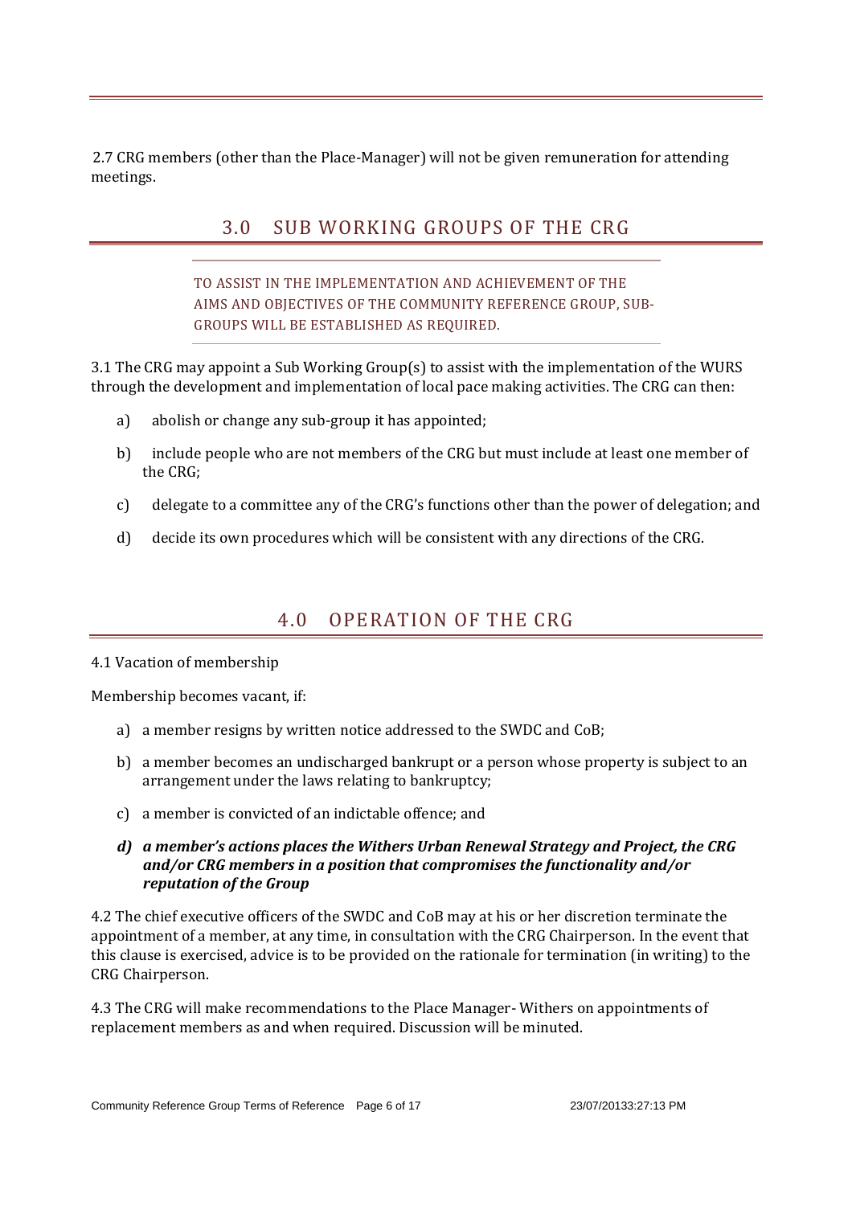2.7 CRG members (other than the Place-Manager) will not be given remuneration for attending meetings.

## 3.0 SUB WORKING GROUPS OF THE CRG

TO ASSIST IN THE IMPLEMENTATION AND ACHIEVEMENT OF THE AIMS AND OBJECTIVES OF THE COMMUNITY REFERENCE GROUP, SUB-GROUPS WILL BE ESTABLISHED AS REQUIRED.

3.1 The CRG may appoint a Sub Working Group(s) to assist with the implementation of the WURS through the development and implementation of local pace making activities. The CRG can then:

a) abolish or change any sub-group it has appointed;

b) include people who are not members of the CRG but must include at least one member of the CRG;

c) delegate to a committee any of the CRG's functions other than the power of delegation; and

d) decide its own procedures which will be consistent with any directions of the CRG.

## 4.0 OPERATION OF THE CRG

4.1 Vacation of membership

Membership becomes vacant, if:

a) a member resigns by written notice addressed to the SWDC and CoB;

b) a member becomes an undischarged bankrupt or a person whose property is subject to an arrangement under the laws relating to bankruptcy;

c) a member is convicted of an indictable offence; and

***d) a member's actions places the Withers Urban Renewal Strategy and Project, the CRG and/or CRG members in a position that compromises the functionality and/or reputation of the Group***

4.2 The chief executive officers of the SWDC and CoB may at his or her discretion terminate the appointment of a member, at any time, in consultation with the CRG Chairperson. In the event that this clause is exercised, advice is to be provided on the rationale for termination (in writing) to the CRG Chairperson.

4.3 The CRG will make recommendations to the Place Manager- Withers on appointments of replacement members as and when required. Discussion will be minuted.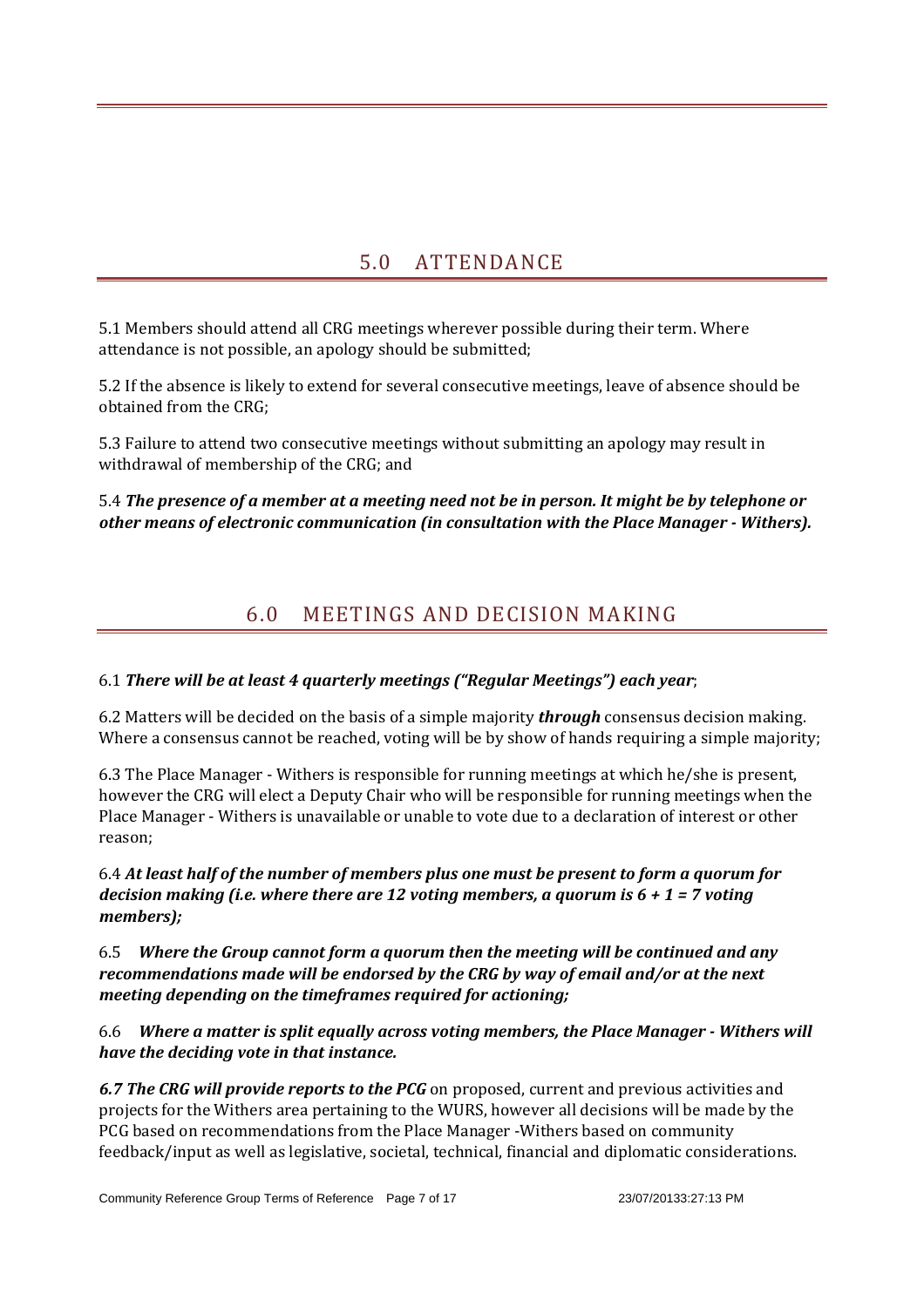## 5.0 ATTENDANCE

5.1 Members should attend all CRG meetings wherever possible during their term. Where attendance is not possible, an apology should be submitted;

5.2 If the absence is likely to extend for several consecutive meetings, leave of absence should be obtained from the CRG;

5.3 Failure to attend two consecutive meetings without submitting an apology may result in withdrawal of membership of the CRG; and

5.4 ***The presence of a member at a meeting need not be in person. It might be by telephone or other means of electronic communication (in consultation with the Place Manager - Withers).***

## 6.0 MEETINGS AND DECISION MAKING

6.1 ***There will be at least 4 quarterly meetings ("Regular Meetings") each year***;

6.2 Matters will be decided on the basis of a simple majority ***through*** consensus decision making. Where a consensus cannot be reached, voting will be by show of hands requiring a simple majority;

6.3 The Place Manager - Withers is responsible for running meetings at which he/she is present, however the CRG will elect a Deputy Chair who will be responsible for running meetings when the Place Manager - Withers is unavailable or unable to vote due to a declaration of interest or other reason;

6.4 ***At least half of the number of members plus one must be present to form a quorum for decision making (i.e. where there are 12 voting members, a quorum is 6 + 1 = 7 voting members);***

6.5 ***Where the Group cannot form a quorum then the meeting will be continued and any recommendations made will be endorsed by the CRG by way of email and/or at the next meeting depending on the timeframes required for actioning;***

6.6 ***Where a matter is split equally across voting members, the Place Manager - Withers will have the deciding vote in that instance.***

***6.7 The CRG will provide reports to the PCG*** on proposed, current and previous activities and projects for the Withers area pertaining to the WURS, however all decisions will be made by the PCG based on recommendations from the Place Manager -Withers based on community feedback/input as well as legislative, societal, technical, financial and diplomatic considerations.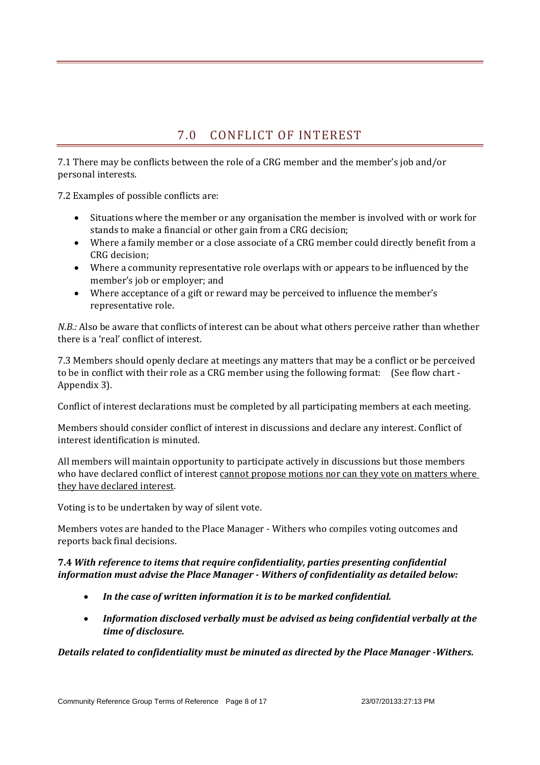# 7.0 CONFLICT OF INTEREST

7.1 There may be conflicts between the role of a CRG member and the member's job and/or personal interests.

7.2 Examples of possible conflicts are:

- Situations where the member or any organisation the member is involved with or work for stands to make a financial or other gain from a CRG decision;
- Where a family member or a close associate of a CRG member could directly benefit from a CRG decision;
- Where a community representative role overlaps with or appears to be influenced by the member's job or employer; and
- Where acceptance of a gift or reward may be perceived to influence the member's representative role.

*N.B.:* Also be aware that conflicts of interest can be about what others perceive rather than whether there is a 'real' conflict of interest.

7.3 Members should openly declare at meetings any matters that may be a conflict or be perceived to be in conflict with their role as a CRG member using the following format: (See flow chart - Appendix 3).

Conflict of interest declarations must be completed by all participating members at each meeting.

Members should consider conflict of interest in discussions and declare any interest. Conflict of interest identification is minuted.

All members will maintain opportunity to participate actively in discussions but those members who have declared conflict of interest <u>cannot propose motions nor can they vote on matters where they have declared interest</u>.

Voting is to be undertaken by way of silent vote.

Members votes are handed to the Place Manager - Withers who compiles voting outcomes and reports back final decisions.

**7.4** ***With reference to items that require confidentiality, parties presenting confidential information must advise the Place Manager - Withers of confidentiality as detailed below:***

- ***In the case of written information it is to be marked confidential.***
- ***Information disclosed verbally must be advised as being confidential verbally at the time of disclosure.***

***Details related to confidentiality must be minuted as directed by the Place Manager -Withers.***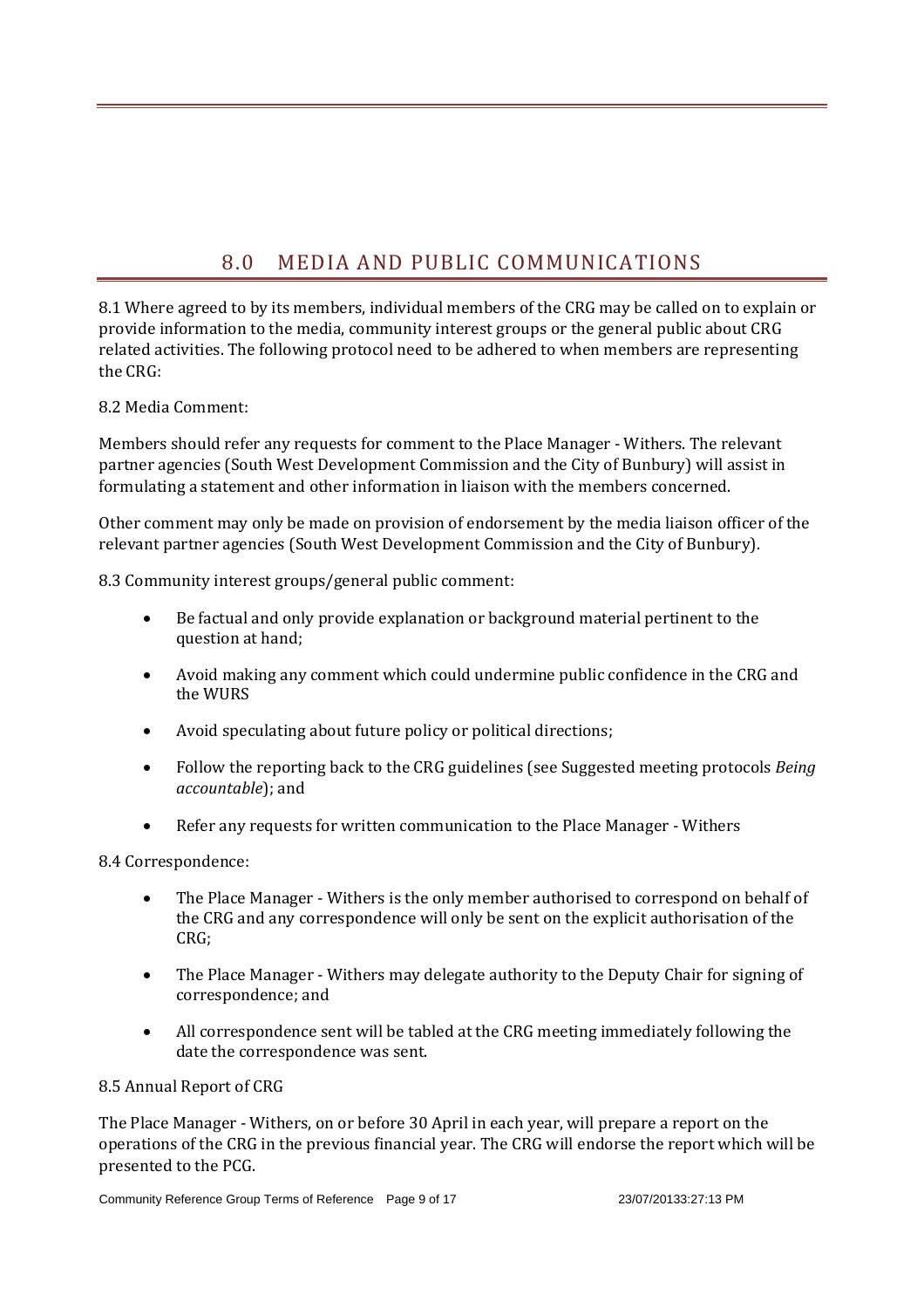## 8.0 MEDIA AND PUBLIC COMMUNICATIONS

8.1 Where agreed to by its members, individual members of the CRG may be called on to explain or provide information to the media, community interest groups or the general public about CRG related activities. The following protocol need to be adhered to when members are representing the CRG:

8.2 Media Comment:

Members should refer any requests for comment to the Place Manager - Withers. The relevant partner agencies (South West Development Commission and the City of Bunbury) will assist in formulating a statement and other information in liaison with the members concerned.

Other comment may only be made on provision of endorsement by the media liaison officer of the relevant partner agencies (South West Development Commission and the City of Bunbury).

8.3 Community interest groups/general public comment:

- Be factual and only provide explanation or background material pertinent to the question at hand;
- Avoid making any comment which could undermine public confidence in the CRG and the WURS
- Avoid speculating about future policy or political directions;
- Follow the reporting back to the CRG guidelines (see Suggested meeting protocols *Being accountable*); and
- Refer any requests for written communication to the Place Manager - Withers

8.4 Correspondence:

- The Place Manager - Withers is the only member authorised to correspond on behalf of the CRG and any correspondence will only be sent on the explicit authorisation of the CRG;
- The Place Manager - Withers may delegate authority to the Deputy Chair for signing of correspondence; and
- All correspondence sent will be tabled at the CRG meeting immediately following the date the correspondence was sent.

8.5 Annual Report of CRG

The Place Manager - Withers, on or before 30 April in each year, will prepare a report on the operations of the CRG in the previous financial year. The CRG will endorse the report which will be presented to the PCG.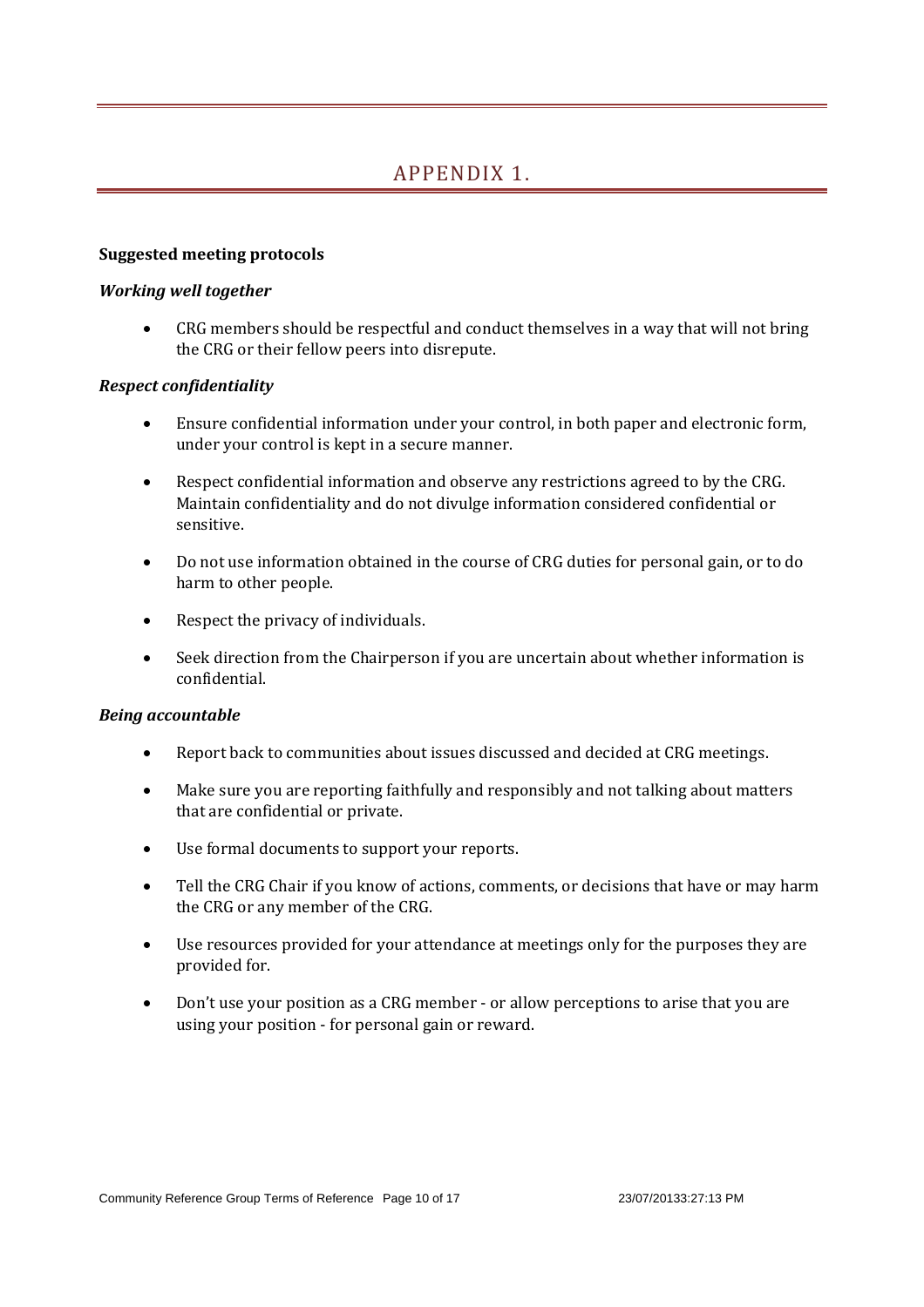# APPENDIX 1.

**Suggested meeting protocols**

***Working well together***

- CRG members should be respectful and conduct themselves in a way that will not bring the CRG or their fellow peers into disrepute.

***Respect confidentiality***

- Ensure confidential information under your control, in both paper and electronic form, under your control is kept in a secure manner.
- Respect confidential information and observe any restrictions agreed to by the CRG. Maintain confidentiality and do not divulge information considered confidential or sensitive.
- Do not use information obtained in the course of CRG duties for personal gain, or to do harm to other people.
- Respect the privacy of individuals.
- Seek direction from the Chairperson if you are uncertain about whether information is confidential.

***Being accountable***

- Report back to communities about issues discussed and decided at CRG meetings.
- Make sure you are reporting faithfully and responsibly and not talking about matters that are confidential or private.
- Use formal documents to support your reports.
- Tell the CRG Chair if you know of actions, comments, or decisions that have or may harm the CRG or any member of the CRG.
- Use resources provided for your attendance at meetings only for the purposes they are provided for.
- Don't use your position as a CRG member - or allow perceptions to arise that you are using your position - for personal gain or reward.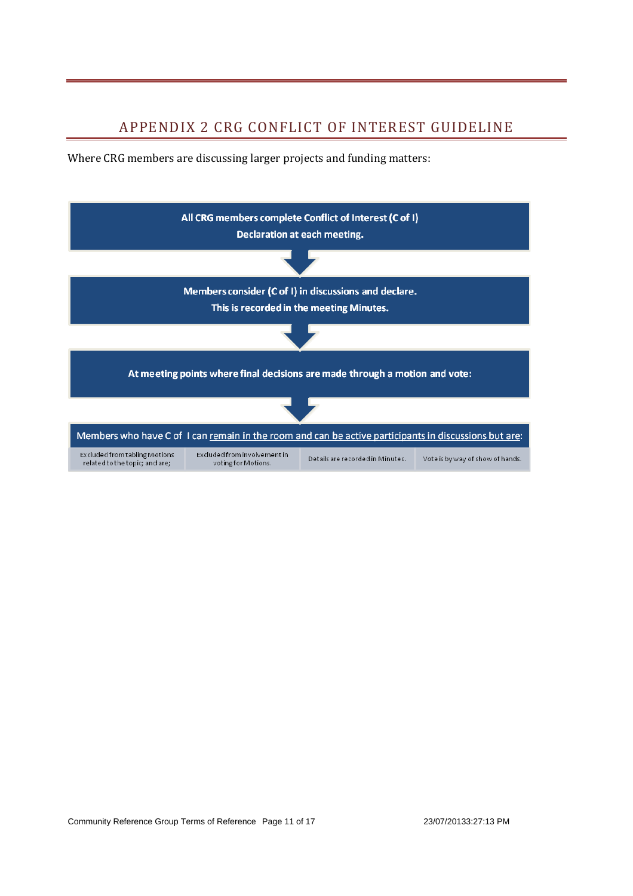## APPENDIX 2 CRG CONFLICT OF INTEREST GUIDELINE

Where CRG members are discussing larger projects and funding matters:

**All CRG members complete Conflict of Interest (C of I) Declaration at each meeting.**

↓

**Members consider (C of I) in discussions and declare. This is recorded in the meeting Minutes.**

↓

**At meeting points where final decisions are made through a motion and vote:**

↓

Members who have C of I can remain in the room and can be active participants in discussions but are:

- Excluded from tabling Motions related to the topic; and are;
- Excluded from involvement in voting for Motions.
- Details are recorded in Minutes.
- Vote is by way of show of hands.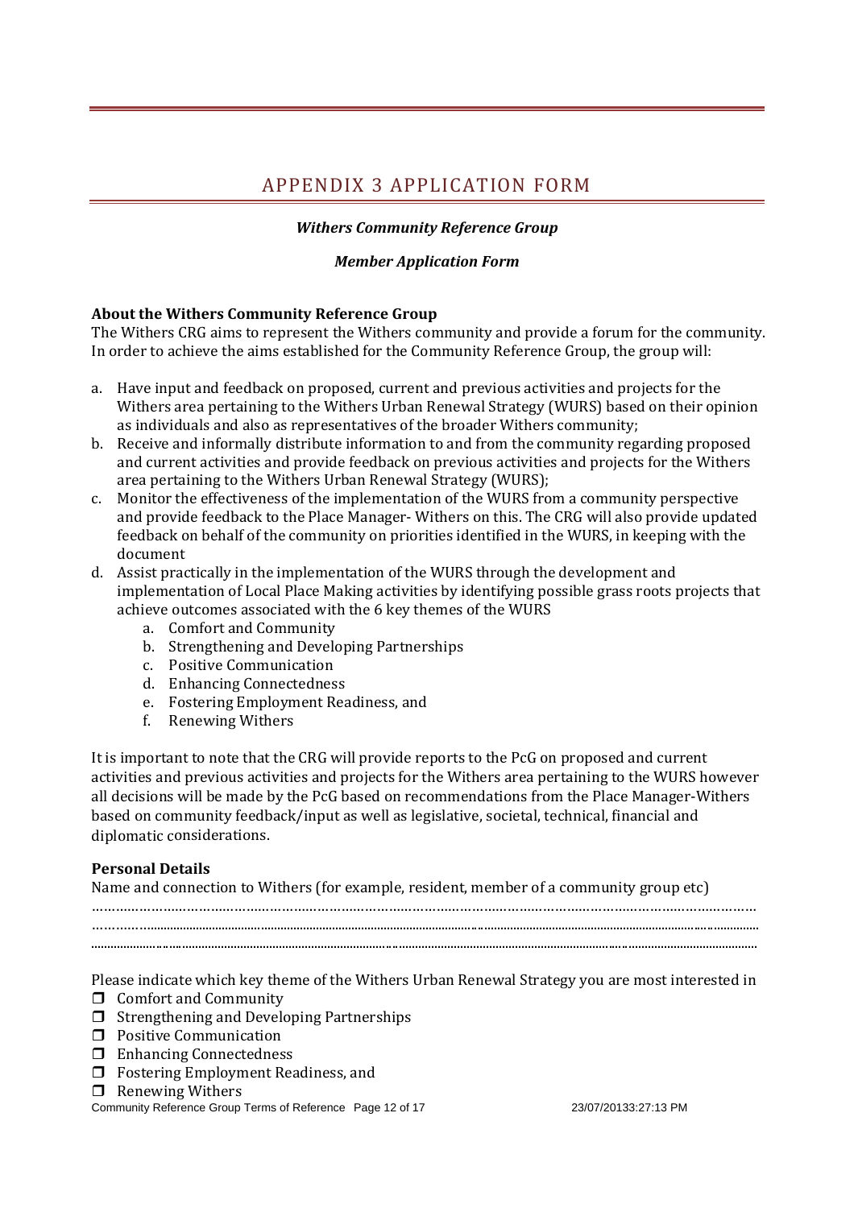# APPENDIX 3 APPLICATION FORM

***Withers Community Reference Group***

***Member Application Form***

**About the Withers Community Reference Group**

The Withers CRG aims to represent the Withers community and provide a forum for the community. In order to achieve the aims established for the Community Reference Group, the group will:

a. Have input and feedback on proposed, current and previous activities and projects for the Withers area pertaining to the Withers Urban Renewal Strategy (WURS) based on their opinion as individuals and also as representatives of the broader Withers community;
b. Receive and informally distribute information to and from the community regarding proposed and current activities and provide feedback on previous activities and projects for the Withers area pertaining to the Withers Urban Renewal Strategy (WURS);
c. Monitor the effectiveness of the implementation of the WURS from a community perspective and provide feedback to the Place Manager- Withers on this. The CRG will also provide updated feedback on behalf of the community on priorities identified in the WURS, in keeping with the document
d. Assist practically in the implementation of the WURS through the development and implementation of Local Place Making activities by identifying possible grass roots projects that achieve outcomes associated with the 6 key themes of the WURS
    a. Comfort and Community
    b. Strengthening and Developing Partnerships
    c. Positive Communication
    d. Enhancing Connectedness
    e. Fostering Employment Readiness, and
    f. Renewing Withers

It is important to note that the CRG will provide reports to the PcG on proposed and current activities and previous activities and projects for the Withers area pertaining to the WURS however all decisions will be made by the PcG based on recommendations from the Place Manager-Withers based on community feedback/input as well as legislative, societal, technical, financial and diplomatic considerations.

**Personal Details**

Name and connection to Withers (for example, resident, member of a community group etc)

………………………………………………………………………………………………………………………………………
………………………………………………………………………………………………………………………………………
………………………………………………………………………………………………………………………………………

Please indicate which key theme of the Withers Urban Renewal Strategy you are most interested in

- ☐ Comfort and Community
- ☐ Strengthening and Developing Partnerships
- ☐ Positive Communication
- ☐ Enhancing Connectedness
- ☐ Fostering Employment Readiness, and
- ☐ Renewing Withers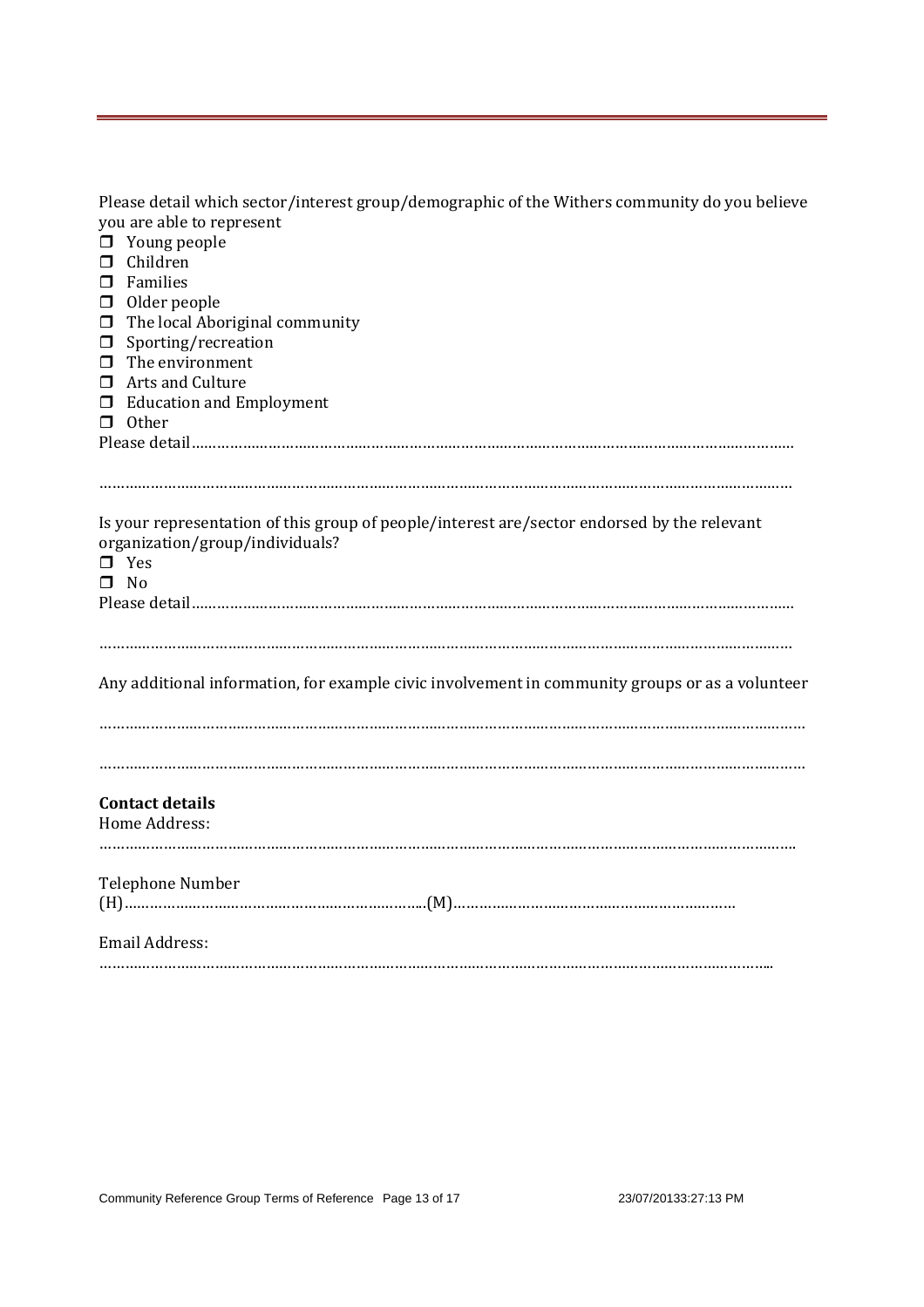Please detail which sector/interest group/demographic of the Withers community do you believe you are able to represent

- ❒ Young people
- ❒ Children
- ❒ Families
- ❒ Older people
- ❒ The local Aboriginal community
- ❒ Sporting/recreation
- ❒ The environment
- ❒ Arts and Culture
- ❒ Education and Employment
- ❒ Other

Please detail……………………………………………………………………………………………………………………

……………………………………………………………………………………………………………………………………

Is your representation of this group of people/interest are/sector endorsed by the relevant organization/group/individuals?

- ❒ Yes
- ❒ No

Please detail……………………………………………………………………………………………………………………

……………………………………………………………………………………………………………………………………

Any additional information, for example civic involvement in community groups or as a volunteer

……………………………………………………………………………………………………………………………………

……………………………………………………………………………………………………………………………………

**Contact details**

Home Address:
……………………………………………………………………………………………………………………………………

Telephone Number
(H)…………………………………………………………………(M)……………………………………………………………

Email Address:
……………………………………………………………………………………………………………………………………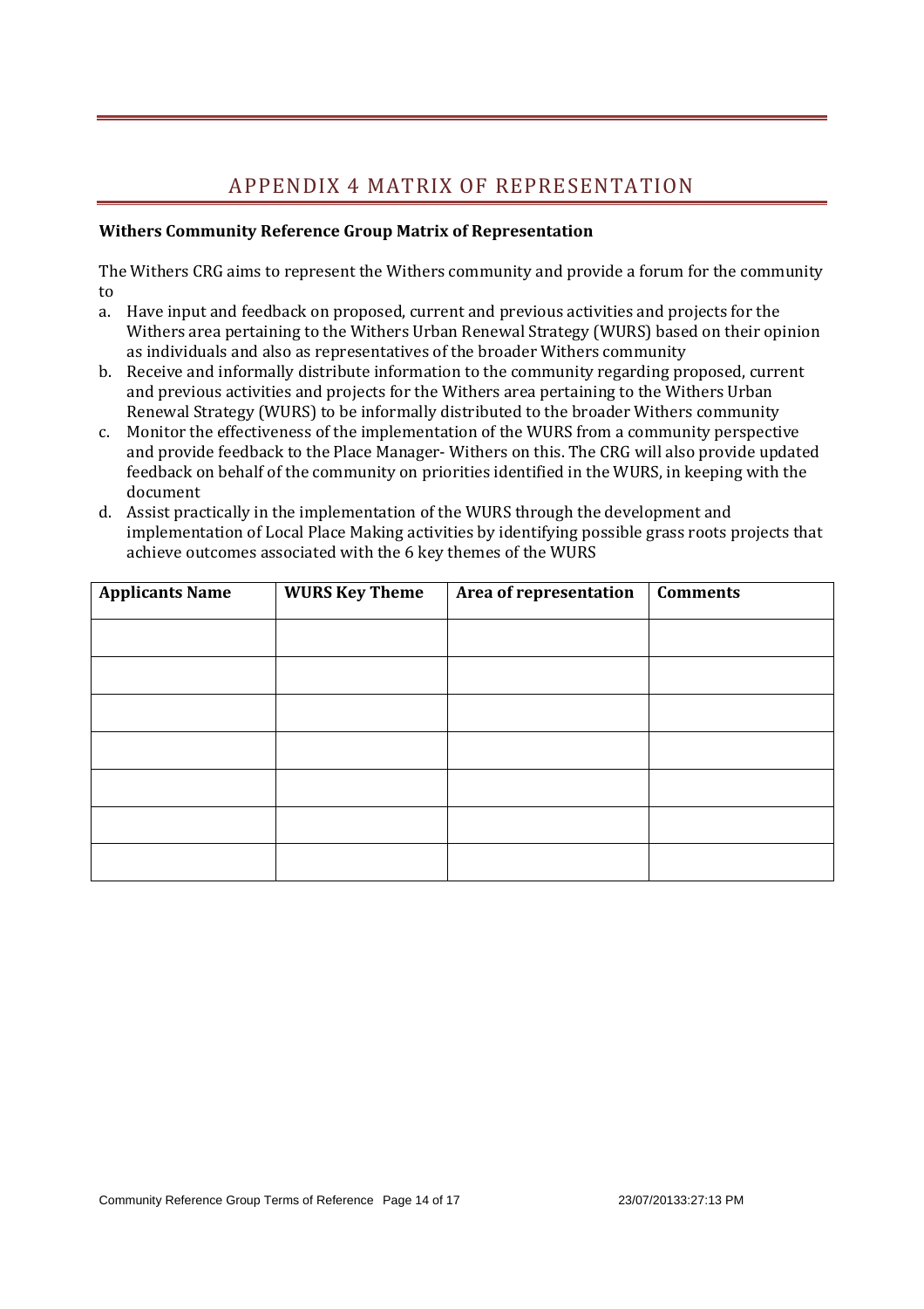# APPENDIX 4 MATRIX OF REPRESENTATION

**Withers Community Reference Group Matrix of Representation**

The Withers CRG aims to represent the Withers community and provide a forum for the community to

a. Have input and feedback on proposed, current and previous activities and projects for the Withers area pertaining to the Withers Urban Renewal Strategy (WURS) based on their opinion as individuals and also as representatives of the broader Withers community
b. Receive and informally distribute information to the community regarding proposed, current and previous activities and projects for the Withers area pertaining to the Withers Urban Renewal Strategy (WURS) to be informally distributed to the broader Withers community
c. Monitor the effectiveness of the implementation of the WURS from a community perspective and provide feedback to the Place Manager- Withers on this. The CRG will also provide updated feedback on behalf of the community on priorities identified in the WURS, in keeping with the document
d. Assist practically in the implementation of the WURS through the development and implementation of Local Place Making activities by identifying possible grass roots projects that achieve outcomes associated with the 6 key themes of the WURS

| Applicants Name | WURS Key Theme | Area of representation | Comments |
|---|---|---|---|
| | | | |
| | | | |
| | | | |
| | | | |
| | | | |
| | | | |
| | | | |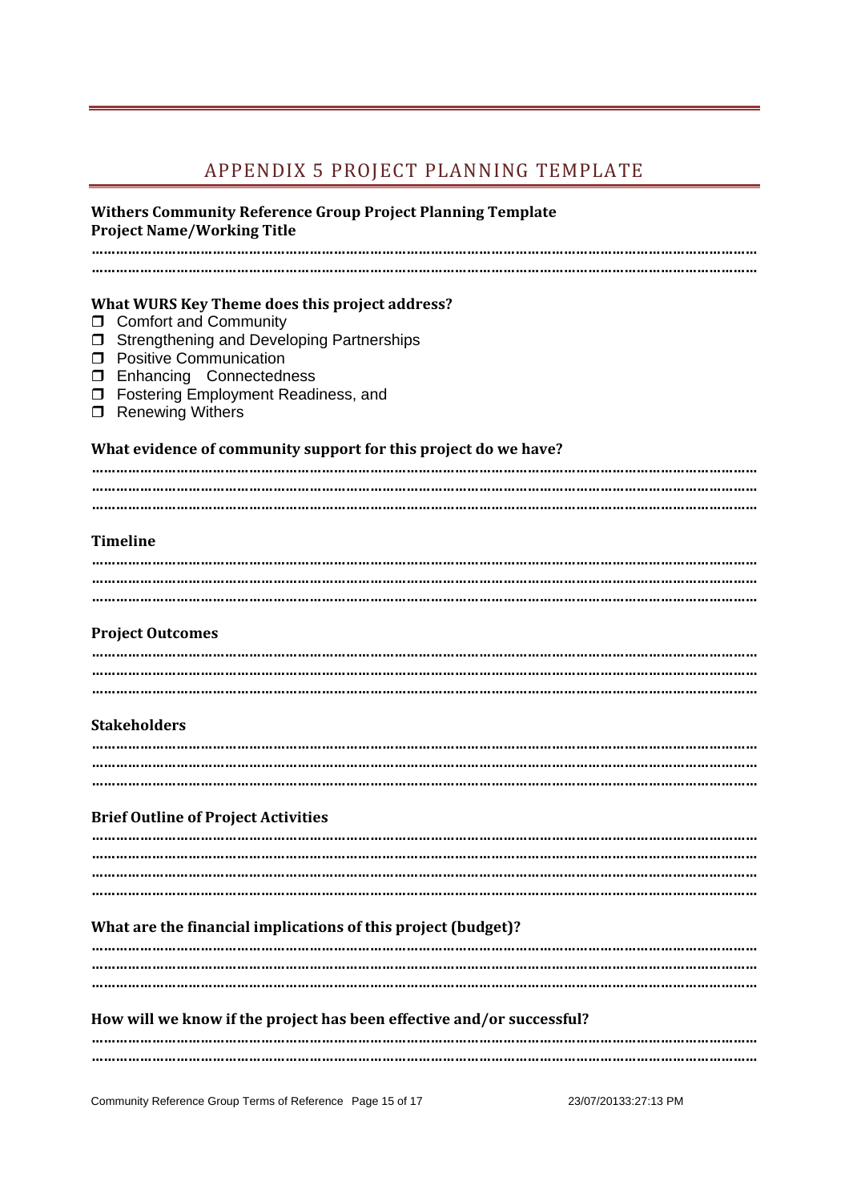# APPENDIX 5 PROJECT PLANNING TEMPLATE

**Withers Community Reference Group Project Planning Template**
**Project Name/Working Title**

………………………………………………………………………………………………………………………………………………
………………………………………………………………………………………………………………………………………………

**What WURS Key Theme does this project address?**

- ☐ Comfort and Community
- ☐ Strengthening and Developing Partnerships
- ☐ Positive Communication
- ☐ Enhancing Connectedness
- ☐ Fostering Employment Readiness, and
- ☐ Renewing Withers

**What evidence of community support for this project do we have?**

………………………………………………………………………………………………………………………………………………
………………………………………………………………………………………………………………………………………………
………………………………………………………………………………………………………………………………………………

**Timeline**

………………………………………………………………………………………………………………………………………………
………………………………………………………………………………………………………………………………………………
………………………………………………………………………………………………………………………………………………

**Project Outcomes**

………………………………………………………………………………………………………………………………………………
………………………………………………………………………………………………………………………………………………
………………………………………………………………………………………………………………………………………………

**Stakeholders**

………………………………………………………………………………………………………………………………………………
………………………………………………………………………………………………………………………………………………
………………………………………………………………………………………………………………………………………………

**Brief Outline of Project Activities**

………………………………………………………………………………………………………………………………………………
………………………………………………………………………………………………………………………………………………
………………………………………………………………………………………………………………………………………………
………………………………………………………………………………………………………………………………………………

**What are the financial implications of this project (budget)?**

………………………………………………………………………………………………………………………………………………
………………………………………………………………………………………………………………………………………………
………………………………………………………………………………………………………………………………………………

**How will we know if the project has been effective and/or successful?**

………………………………………………………………………………………………………………………………………………
………………………………………………………………………………………………………………………………………………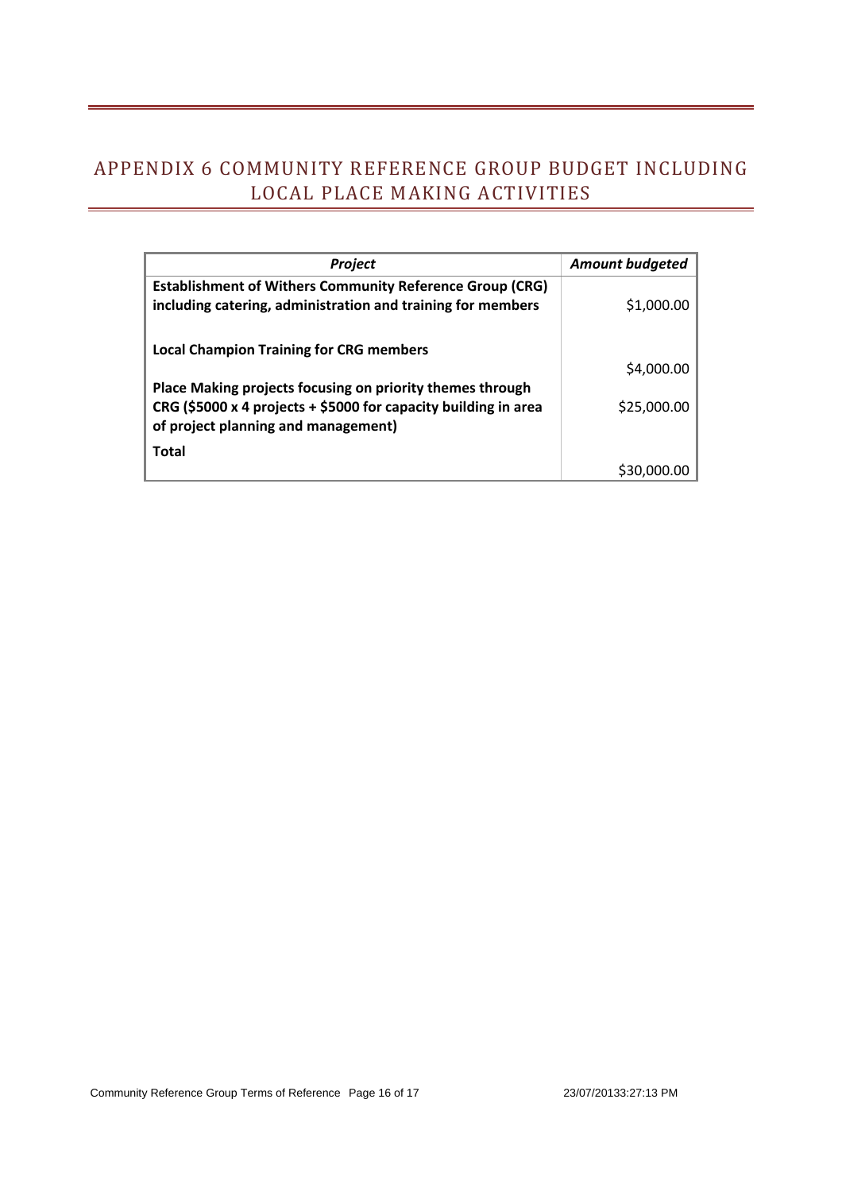# APPENDIX 6 COMMUNITY REFERENCE GROUP BUDGET INCLUDING LOCAL PLACE MAKING ACTIVITIES

| ***Project*** | ***Amount budgeted*** |
| --- | --- |
| **Establishment of Withers Community Reference Group (CRG) including catering, administration and training for members** | $1,000.00 |
| **Local Champion Training for CRG members** | $4,000.00 |
| **Place Making projects focusing on priority themes through CRG ($5000 x 4 projects + $5000 for capacity building in area of project planning and management)** | $25,000.00 |
| **Total** | $30,000.00 |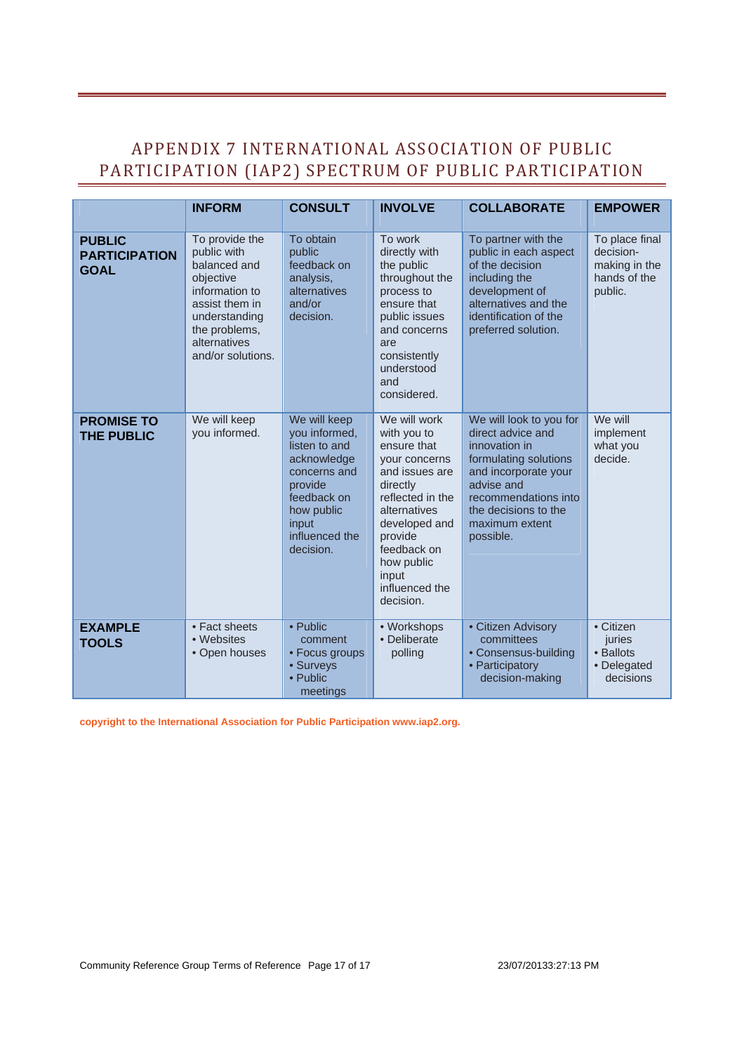# APPENDIX 7 INTERNATIONAL ASSOCIATION OF PUBLIC PARTICIPATION (IAP2) SPECTRUM OF PUBLIC PARTICIPATION

| | INFORM | CONSULT | INVOLVE | COLLABORATE | EMPOWER |
|---|---|---|---|---|---|
| **PUBLIC PARTICIPATION GOAL** | To provide the public with balanced and objective information to assist them in understanding the problems, alternatives and/or solutions. | To obtain public feedback on analysis, alternatives and/or decision. | To work directly with the public throughout the process to ensure that public issues and concerns are consistently understood and considered. | To partner with the public in each aspect of the decision including the development of alternatives and the identification of the preferred solution. | To place final decision-making in the hands of the public. |
| **PROMISE TO THE PUBLIC** | We will keep you informed. | We will keep you informed, listen to and acknowledge concerns and provide feedback on how public input influenced the decision. | We will work with you to ensure that your concerns and issues are directly reflected in the alternatives developed and provide feedback on how public input influenced the decision. | We will look to you for direct advice and innovation in formulating solutions and incorporate your advise and recommendations into the decisions to the maximum extent possible. | We will implement what you decide. |
| **EXAMPLE TOOLS** | • Fact sheets<br>• Websites<br>• Open houses | • Public comment<br>• Focus groups<br>• Surveys<br>• Public meetings | • Workshops<br>• Deliberate polling | • Citizen Advisory committees<br>• Consensus-building<br>• Participatory decision-making | • Citizen juries<br>• Ballots<br>• Delegated decisions |

**copyright to the International Association for Public Participation www.iap2.org.**